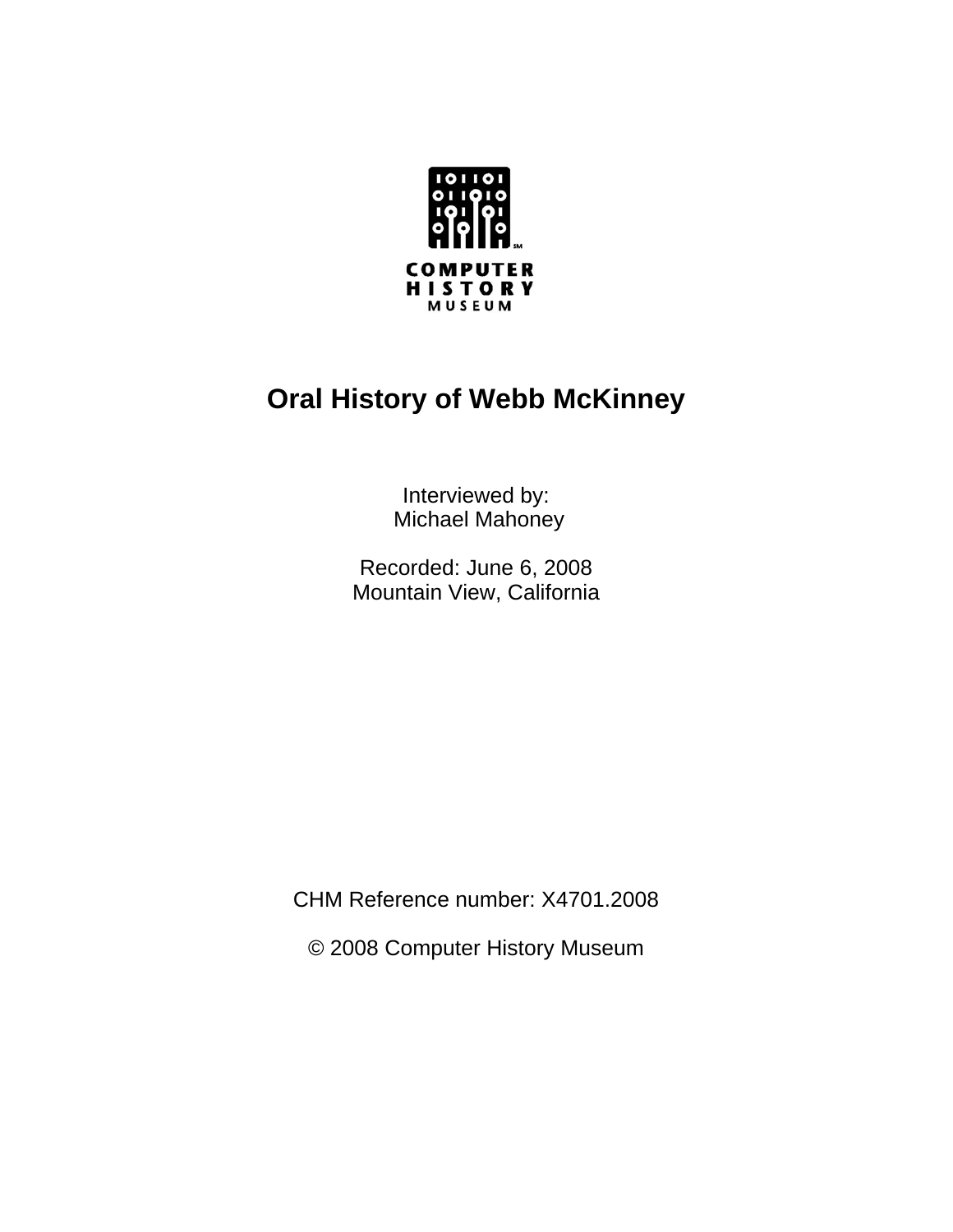COMPUTER HISTORY MUSEUM

# Oral History of Webb McKinney

Interviewed by:
Michael Mahoney

Recorded: June 6, 2008
Mountain View, California

CHM Reference number: X4701.2008

© 2008 Computer History Museum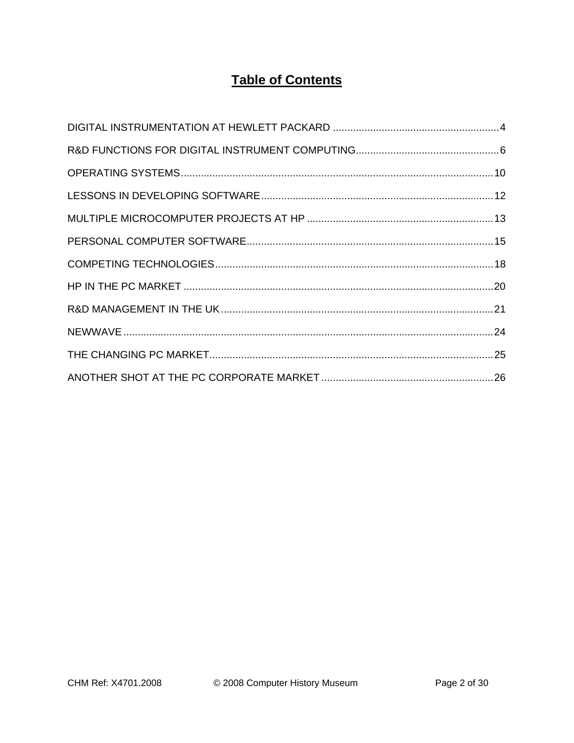# Table of Contents

DIGITAL INSTRUMENTATION AT HEWLETT PACKARD .......................................................... 4

R&D FUNCTIONS FOR DIGITAL INSTRUMENT COMPUTING.................................................. 6

OPERATING SYSTEMS............................................................................................................ 10

LESSONS IN DEVELOPING SOFTWARE................................................................................. 12

MULTIPLE MICROCOMPUTER PROJECTS AT HP ................................................................. 13

PERSONAL COMPUTER SOFTWARE...................................................................................... 15

COMPETING TECHNOLOGIES................................................................................................. 18

HP IN THE PC MARKET ............................................................................................................ 20

R&D MANAGEMENT IN THE UK............................................................................................... 21

NEWWAVE ................................................................................................................................. 24

THE CHANGING PC MARKET................................................................................................... 25

ANOTHER SHOT AT THE PC CORPORATE MARKET ............................................................ 26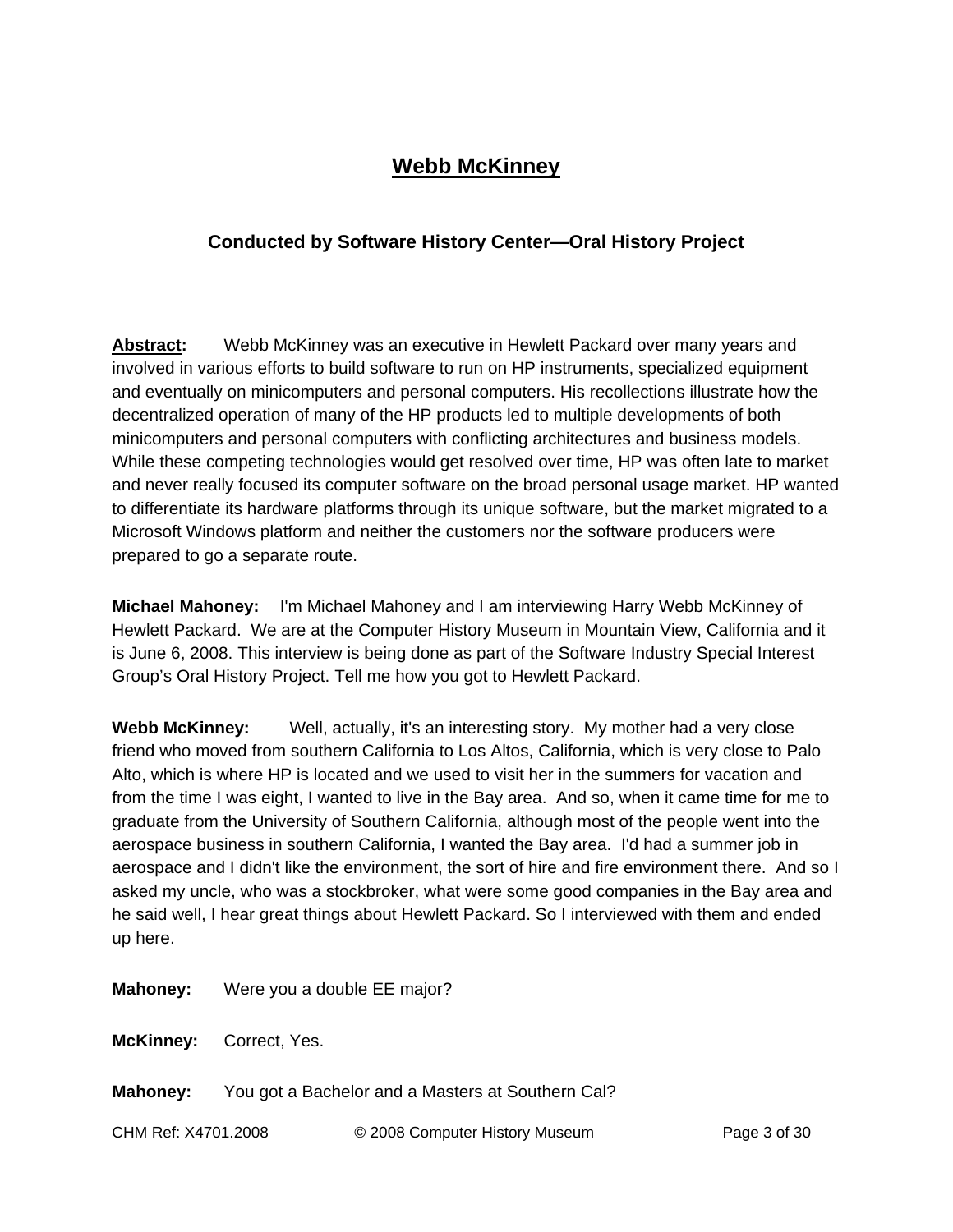# Webb McKinney

## Conducted by Software History Center—Oral History Project

**Abstract:** Webb McKinney was an executive in Hewlett Packard over many years and involved in various efforts to build software to run on HP instruments, specialized equipment and eventually on minicomputers and personal computers. His recollections illustrate how the decentralized operation of many of the HP products led to multiple developments of both minicomputers and personal computers with conflicting architectures and business models. While these competing technologies would get resolved over time, HP was often late to market and never really focused its computer software on the broad personal usage market. HP wanted to differentiate its hardware platforms through its unique software, but the market migrated to a Microsoft Windows platform and neither the customers nor the software producers were prepared to go a separate route.

**Michael Mahoney:** I'm Michael Mahoney and I am interviewing Harry Webb McKinney of Hewlett Packard. We are at the Computer History Museum in Mountain View, California and it is June 6, 2008. This interview is being done as part of the Software Industry Special Interest Group's Oral History Project. Tell me how you got to Hewlett Packard.

**Webb McKinney:** Well, actually, it's an interesting story. My mother had a very close friend who moved from southern California to Los Altos, California, which is very close to Palo Alto, which is where HP is located and we used to visit her in the summers for vacation and from the time I was eight, I wanted to live in the Bay area. And so, when it came time for me to graduate from the University of Southern California, although most of the people went into the aerospace business in southern California, I wanted the Bay area. I'd had a summer job in aerospace and I didn't like the environment, the sort of hire and fire environment there. And so I asked my uncle, who was a stockbroker, what were some good companies in the Bay area and he said well, I hear great things about Hewlett Packard. So I interviewed with them and ended up here.

**Mahoney:** Were you a double EE major?

**McKinney:** Correct, Yes.

**Mahoney:** You got a Bachelor and a Masters at Southern Cal?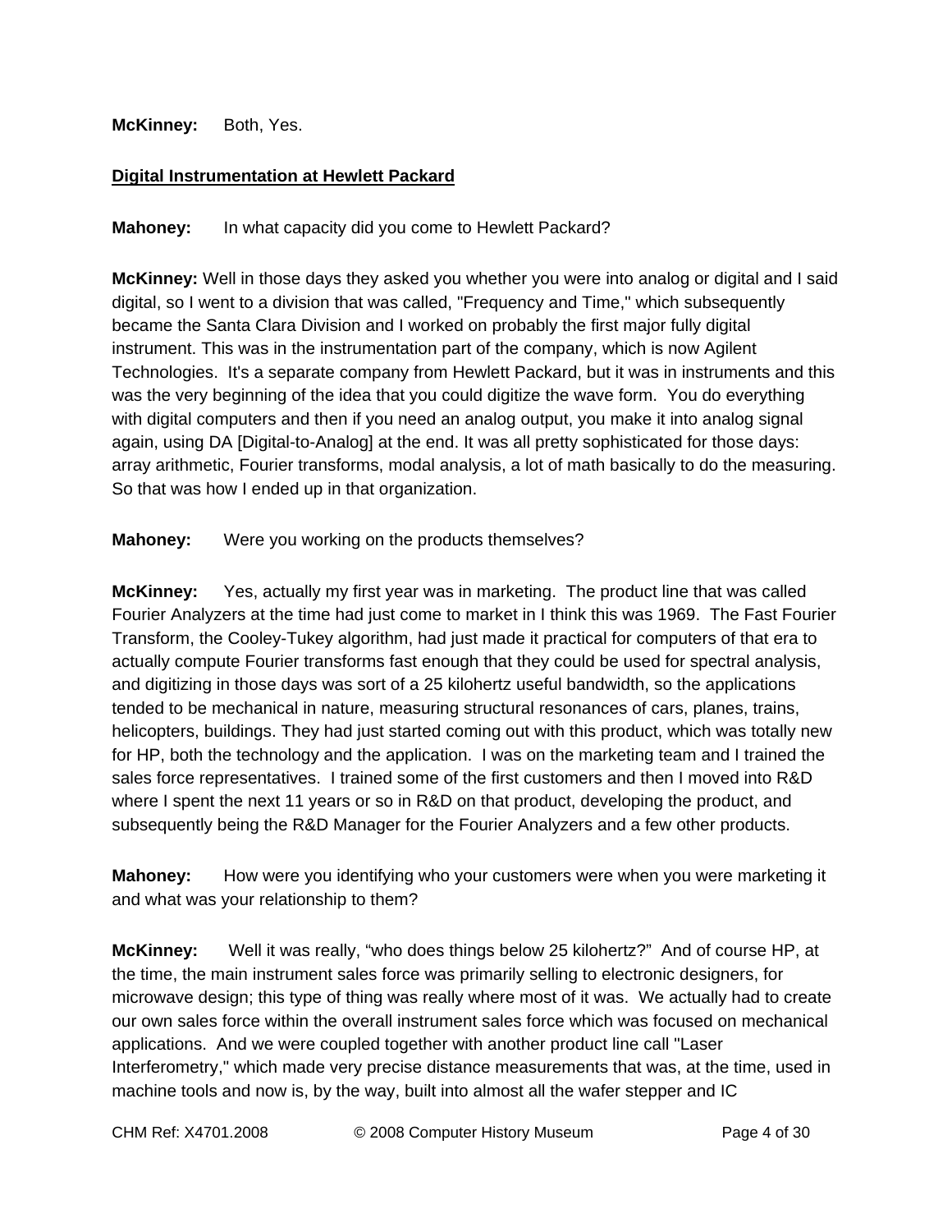**McKinney:** Both, Yes.

**Digital Instrumentation at Hewlett Packard**

**Mahoney:** In what capacity did you come to Hewlett Packard?

**McKinney:** Well in those days they asked you whether you were into analog or digital and I said digital, so I went to a division that was called, "Frequency and Time," which subsequently became the Santa Clara Division and I worked on probably the first major fully digital instrument. This was in the instrumentation part of the company, which is now Agilent Technologies. It's a separate company from Hewlett Packard, but it was in instruments and this was the very beginning of the idea that you could digitize the wave form. You do everything with digital computers and then if you need an analog output, you make it into analog signal again, using DA [Digital-to-Analog] at the end. It was all pretty sophisticated for those days: array arithmetic, Fourier transforms, modal analysis, a lot of math basically to do the measuring. So that was how I ended up in that organization.

**Mahoney:** Were you working on the products themselves?

**McKinney:** Yes, actually my first year was in marketing. The product line that was called Fourier Analyzers at the time had just come to market in I think this was 1969. The Fast Fourier Transform, the Cooley-Tukey algorithm, had just made it practical for computers of that era to actually compute Fourier transforms fast enough that they could be used for spectral analysis, and digitizing in those days was sort of a 25 kilohertz useful bandwidth, so the applications tended to be mechanical in nature, measuring structural resonances of cars, planes, trains, helicopters, buildings. They had just started coming out with this product, which was totally new for HP, both the technology and the application. I was on the marketing team and I trained the sales force representatives. I trained some of the first customers and then I moved into R&D where I spent the next 11 years or so in R&D on that product, developing the product, and subsequently being the R&D Manager for the Fourier Analyzers and a few other products.

**Mahoney:** How were you identifying who your customers were when you were marketing it and what was your relationship to them?

**McKinney:** Well it was really, "who does things below 25 kilohertz?" And of course HP, at the time, the main instrument sales force was primarily selling to electronic designers, for microwave design; this type of thing was really where most of it was. We actually had to create our own sales force within the overall instrument sales force which was focused on mechanical applications. And we were coupled together with another product line call "Laser Interferometry," which made very precise distance measurements that was, at the time, used in machine tools and now is, by the way, built into almost all the wafer stepper and IC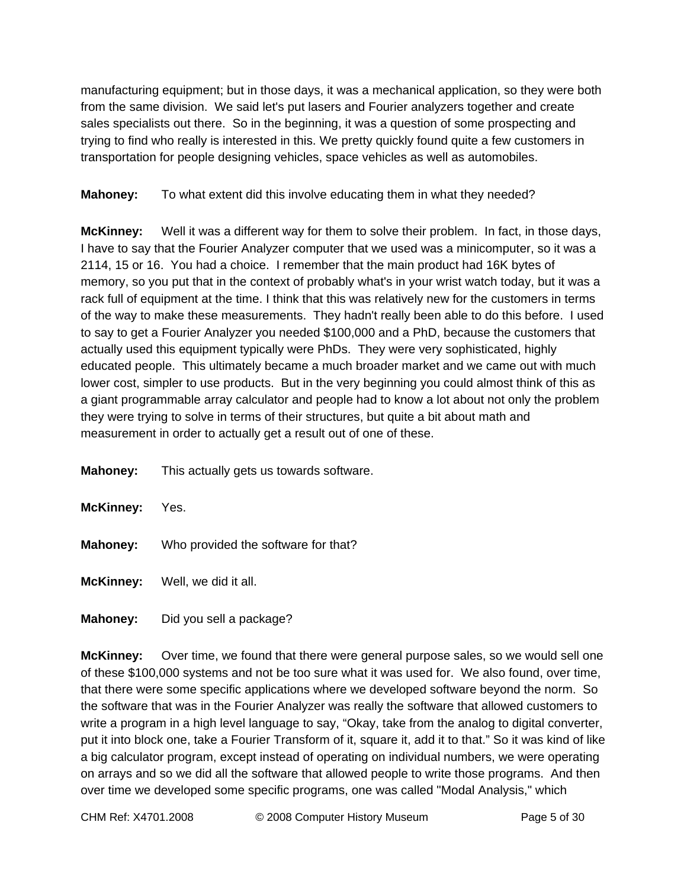manufacturing equipment; but in those days, it was a mechanical application, so they were both from the same division. We said let's put lasers and Fourier analyzers together and create sales specialists out there. So in the beginning, it was a question of some prospecting and trying to find who really is interested in this. We pretty quickly found quite a few customers in transportation for people designing vehicles, space vehicles as well as automobiles.

**Mahoney:** To what extent did this involve educating them in what they needed?

**McKinney:** Well it was a different way for them to solve their problem. In fact, in those days, I have to say that the Fourier Analyzer computer that we used was a minicomputer, so it was a 2114, 15 or 16. You had a choice. I remember that the main product had 16K bytes of memory, so you put that in the context of probably what's in your wrist watch today, but it was a rack full of equipment at the time. I think that this was relatively new for the customers in terms of the way to make these measurements. They hadn't really been able to do this before. I used to say to get a Fourier Analyzer you needed $100,000 and a PhD, because the customers that actually used this equipment typically were PhDs. They were very sophisticated, highly educated people. This ultimately became a much broader market and we came out with much lower cost, simpler to use products. But in the very beginning you could almost think of this as a giant programmable array calculator and people had to know a lot about not only the problem they were trying to solve in terms of their structures, but quite a bit about math and measurement in order to actually get a result out of one of these.

**Mahoney:** This actually gets us towards software.

**McKinney:** Yes.

**Mahoney:** Who provided the software for that?

**McKinney:** Well, we did it all.

**Mahoney:** Did you sell a package?

**McKinney:** Over time, we found that there were general purpose sales, so we would sell one of these $100,000 systems and not be too sure what it was used for. We also found, over time, that there were some specific applications where we developed software beyond the norm. So the software that was in the Fourier Analyzer was really the software that allowed customers to write a program in a high level language to say, "Okay, take from the analog to digital converter, put it into block one, take a Fourier Transform of it, square it, add it to that." So it was kind of like a big calculator program, except instead of operating on individual numbers, we were operating on arrays and so we did all the software that allowed people to write those programs. And then over time we developed some specific programs, one was called "Modal Analysis," which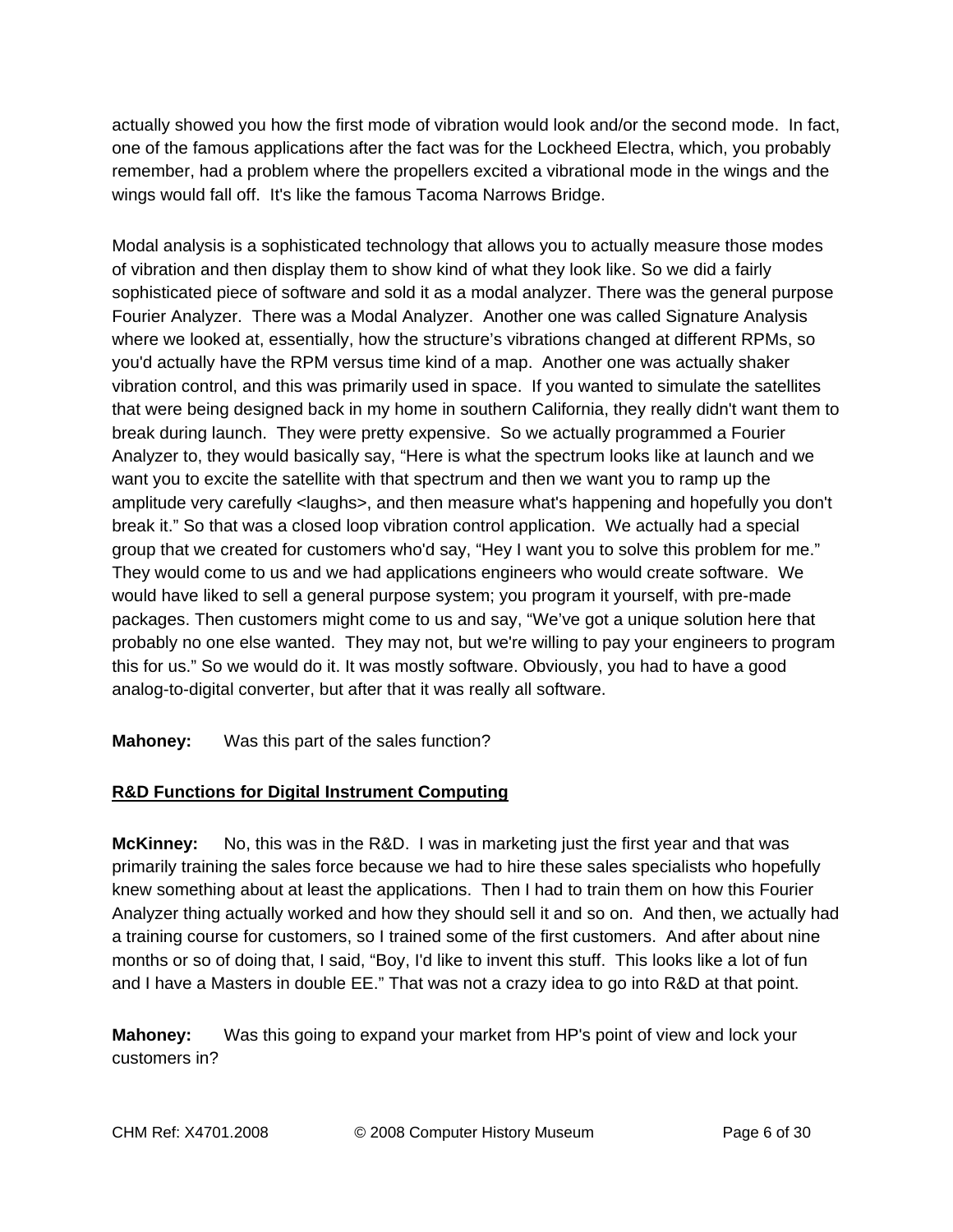actually showed you how the first mode of vibration would look and/or the second mode. In fact, one of the famous applications after the fact was for the Lockheed Electra, which, you probably remember, had a problem where the propellers excited a vibrational mode in the wings and the wings would fall off. It's like the famous Tacoma Narrows Bridge.

Modal analysis is a sophisticated technology that allows you to actually measure those modes of vibration and then display them to show kind of what they look like. So we did a fairly sophisticated piece of software and sold it as a modal analyzer. There was the general purpose Fourier Analyzer. There was a Modal Analyzer. Another one was called Signature Analysis where we looked at, essentially, how the structure's vibrations changed at different RPMs, so you'd actually have the RPM versus time kind of a map. Another one was actually shaker vibration control, and this was primarily used in space. If you wanted to simulate the satellites that were being designed back in my home in southern California, they really didn't want them to break during launch. They were pretty expensive. So we actually programmed a Fourier Analyzer to, they would basically say, "Here is what the spectrum looks like at launch and we want you to excite the satellite with that spectrum and then we want you to ramp up the amplitude very carefully <laughs>, and then measure what's happening and hopefully you don't break it." So that was a closed loop vibration control application. We actually had a special group that we created for customers who'd say, "Hey I want you to solve this problem for me." They would come to us and we had applications engineers who would create software. We would have liked to sell a general purpose system; you program it yourself, with pre-made packages. Then customers might come to us and say, "We've got a unique solution here that probably no one else wanted. They may not, but we're willing to pay your engineers to program this for us." So we would do it. It was mostly software. Obviously, you had to have a good analog-to-digital converter, but after that it was really all software.

**Mahoney:** Was this part of the sales function?

**R&D Functions for Digital Instrument Computing**

**McKinney:** No, this was in the R&D. I was in marketing just the first year and that was primarily training the sales force because we had to hire these sales specialists who hopefully knew something about at least the applications. Then I had to train them on how this Fourier Analyzer thing actually worked and how they should sell it and so on. And then, we actually had a training course for customers, so I trained some of the first customers. And after about nine months or so of doing that, I said, "Boy, I'd like to invent this stuff. This looks like a lot of fun and I have a Masters in double EE." That was not a crazy idea to go into R&D at that point.

**Mahoney:** Was this going to expand your market from HP's point of view and lock your customers in?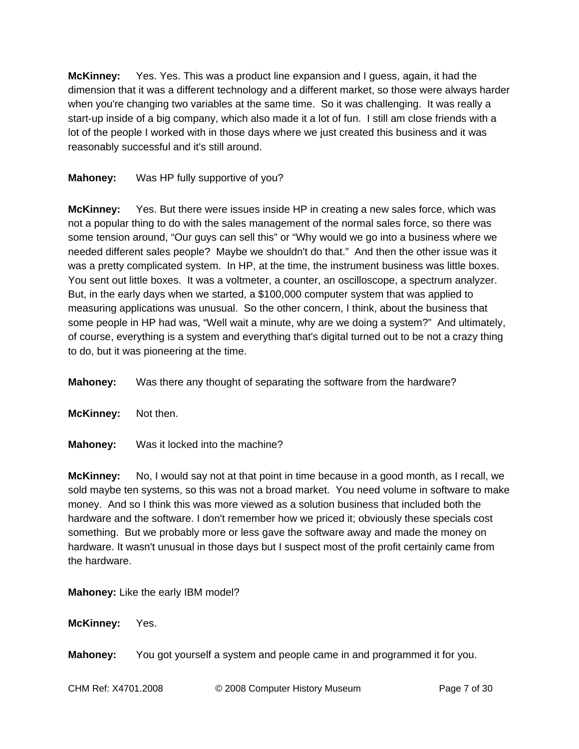**McKinney:** Yes. Yes. This was a product line expansion and I guess, again, it had the dimension that it was a different technology and a different market, so those were always harder when you're changing two variables at the same time. So it was challenging. It was really a start-up inside of a big company, which also made it a lot of fun. I still am close friends with a lot of the people I worked with in those days where we just created this business and it was reasonably successful and it's still around.

**Mahoney:** Was HP fully supportive of you?

**McKinney:** Yes. But there were issues inside HP in creating a new sales force, which was not a popular thing to do with the sales management of the normal sales force, so there was some tension around, "Our guys can sell this" or "Why would we go into a business where we needed different sales people? Maybe we shouldn't do that." And then the other issue was it was a pretty complicated system. In HP, at the time, the instrument business was little boxes. You sent out little boxes. It was a voltmeter, a counter, an oscilloscope, a spectrum analyzer. But, in the early days when we started, a $100,000 computer system that was applied to measuring applications was unusual. So the other concern, I think, about the business that some people in HP had was, "Well wait a minute, why are we doing a system?" And ultimately, of course, everything is a system and everything that's digital turned out to be not a crazy thing to do, but it was pioneering at the time.

**Mahoney:** Was there any thought of separating the software from the hardware?

**McKinney:** Not then.

**Mahoney:** Was it locked into the machine?

**McKinney:** No, I would say not at that point in time because in a good month, as I recall, we sold maybe ten systems, so this was not a broad market. You need volume in software to make money. And so I think this was more viewed as a solution business that included both the hardware and the software. I don't remember how we priced it; obviously these specials cost something. But we probably more or less gave the software away and made the money on hardware. It wasn't unusual in those days but I suspect most of the profit certainly came from the hardware.

**Mahoney:** Like the early IBM model?

**McKinney:** Yes.

**Mahoney:** You got yourself a system and people came in and programmed it for you.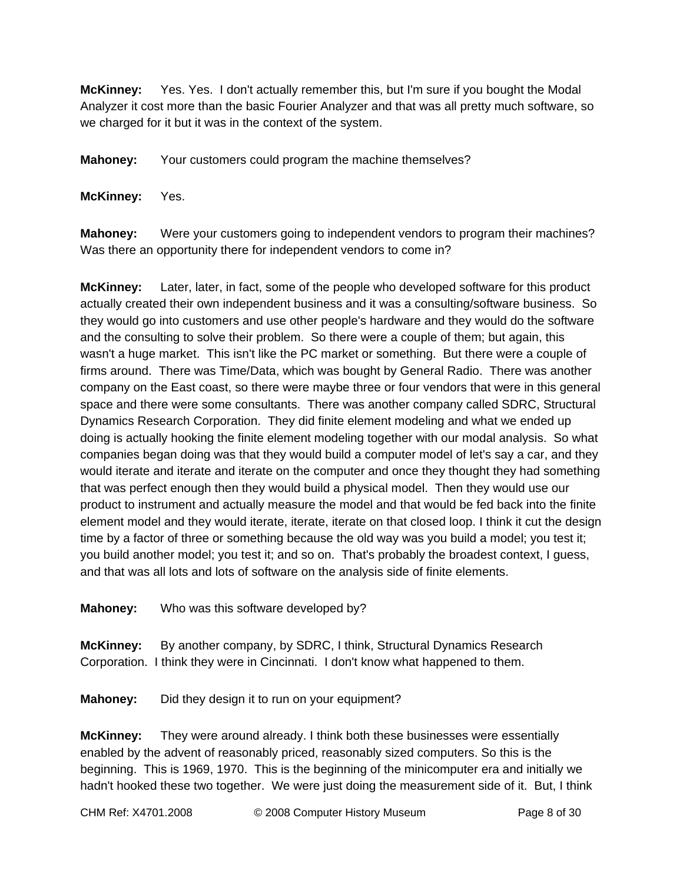**McKinney:** Yes. Yes. I don't actually remember this, but I'm sure if you bought the Modal Analyzer it cost more than the basic Fourier Analyzer and that was all pretty much software, so we charged for it but it was in the context of the system.

**Mahoney:** Your customers could program the machine themselves?

**McKinney:** Yes.

**Mahoney:** Were your customers going to independent vendors to program their machines? Was there an opportunity there for independent vendors to come in?

**McKinney:** Later, later, in fact, some of the people who developed software for this product actually created their own independent business and it was a consulting/software business. So they would go into customers and use other people's hardware and they would do the software and the consulting to solve their problem. So there were a couple of them; but again, this wasn't a huge market. This isn't like the PC market or something. But there were a couple of firms around. There was Time/Data, which was bought by General Radio. There was another company on the East coast, so there were maybe three or four vendors that were in this general space and there were some consultants. There was another company called SDRC, Structural Dynamics Research Corporation. They did finite element modeling and what we ended up doing is actually hooking the finite element modeling together with our modal analysis. So what companies began doing was that they would build a computer model of let's say a car, and they would iterate and iterate and iterate on the computer and once they thought they had something that was perfect enough then they would build a physical model. Then they would use our product to instrument and actually measure the model and that would be fed back into the finite element model and they would iterate, iterate, iterate on that closed loop. I think it cut the design time by a factor of three or something because the old way was you build a model; you test it; you build another model; you test it; and so on. That's probably the broadest context, I guess, and that was all lots and lots of software on the analysis side of finite elements.

**Mahoney:** Who was this software developed by?

**McKinney:** By another company, by SDRC, I think, Structural Dynamics Research Corporation. I think they were in Cincinnati. I don't know what happened to them.

**Mahoney:** Did they design it to run on your equipment?

**McKinney:** They were around already. I think both these businesses were essentially enabled by the advent of reasonably priced, reasonably sized computers. So this is the beginning. This is 1969, 1970. This is the beginning of the minicomputer era and initially we hadn't hooked these two together. We were just doing the measurement side of it. But, I think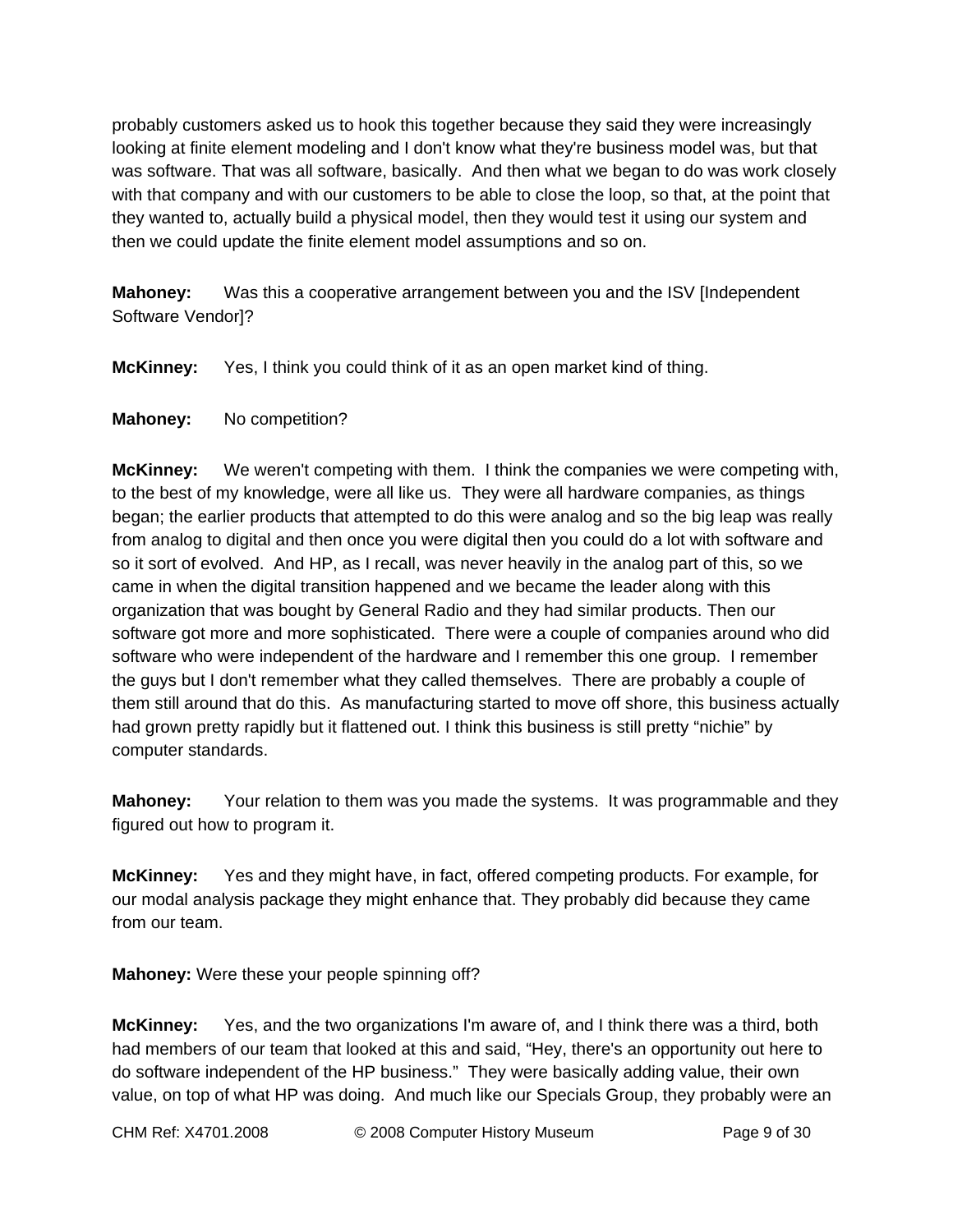probably customers asked us to hook this together because they said they were increasingly looking at finite element modeling and I don't know what they're business model was, but that was software. That was all software, basically. And then what we began to do was work closely with that company and with our customers to be able to close the loop, so that, at the point that they wanted to, actually build a physical model, then they would test it using our system and then we could update the finite element model assumptions and so on.

**Mahoney:** Was this a cooperative arrangement between you and the ISV [Independent Software Vendor]?

**McKinney:** Yes, I think you could think of it as an open market kind of thing.

**Mahoney:** No competition?

**McKinney:** We weren't competing with them. I think the companies we were competing with, to the best of my knowledge, were all like us. They were all hardware companies, as things began; the earlier products that attempted to do this were analog and so the big leap was really from analog to digital and then once you were digital then you could do a lot with software and so it sort of evolved. And HP, as I recall, was never heavily in the analog part of this, so we came in when the digital transition happened and we became the leader along with this organization that was bought by General Radio and they had similar products. Then our software got more and more sophisticated. There were a couple of companies around who did software who were independent of the hardware and I remember this one group. I remember the guys but I don't remember what they called themselves. There are probably a couple of them still around that do this. As manufacturing started to move off shore, this business actually had grown pretty rapidly but it flattened out. I think this business is still pretty "nichie" by computer standards.

**Mahoney:** Your relation to them was you made the systems. It was programmable and they figured out how to program it.

**McKinney:** Yes and they might have, in fact, offered competing products. For example, for our modal analysis package they might enhance that. They probably did because they came from our team.

**Mahoney:** Were these your people spinning off?

**McKinney:** Yes, and the two organizations I'm aware of, and I think there was a third, both had members of our team that looked at this and said, "Hey, there's an opportunity out here to do software independent of the HP business." They were basically adding value, their own value, on top of what HP was doing. And much like our Specials Group, they probably were an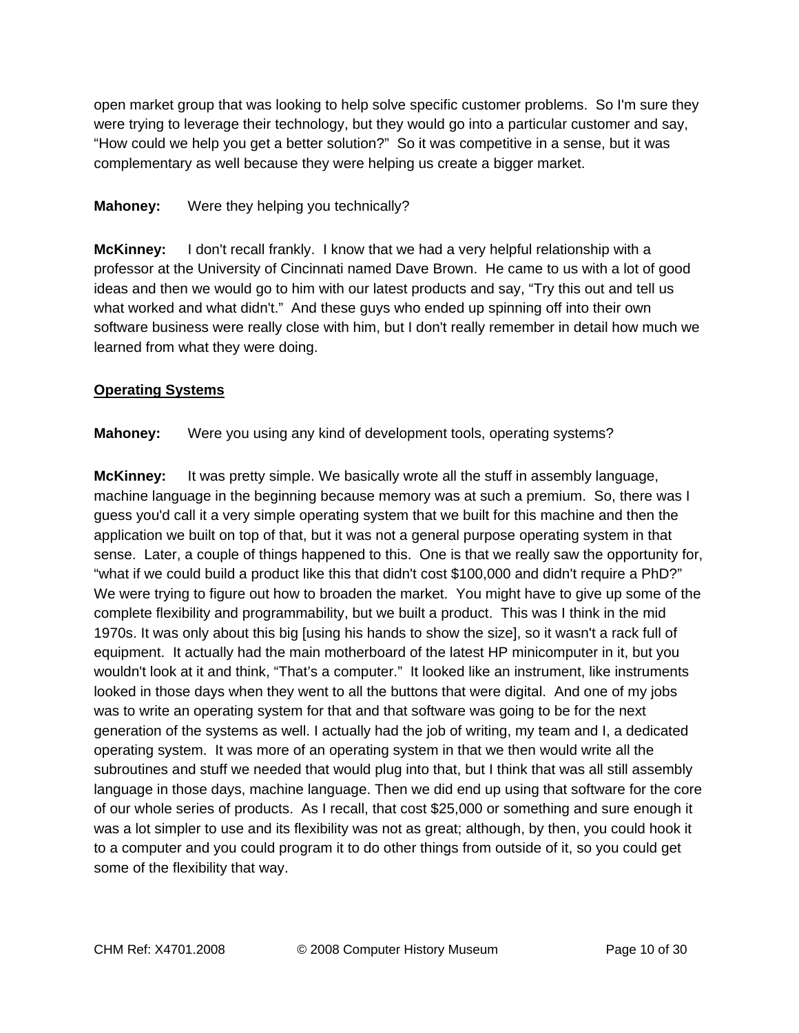open market group that was looking to help solve specific customer problems. So I'm sure they were trying to leverage their technology, but they would go into a particular customer and say, "How could we help you get a better solution?" So it was competitive in a sense, but it was complementary as well because they were helping us create a bigger market.

**Mahoney:** Were they helping you technically?

**McKinney:** I don't recall frankly. I know that we had a very helpful relationship with a professor at the University of Cincinnati named Dave Brown. He came to us with a lot of good ideas and then we would go to him with our latest products and say, "Try this out and tell us what worked and what didn't." And these guys who ended up spinning off into their own software business were really close with him, but I don't really remember in detail how much we learned from what they were doing.

**Operating Systems**

**Mahoney:** Were you using any kind of development tools, operating systems?

**McKinney:** It was pretty simple. We basically wrote all the stuff in assembly language, machine language in the beginning because memory was at such a premium. So, there was I guess you'd call it a very simple operating system that we built for this machine and then the application we built on top of that, but it was not a general purpose operating system in that sense. Later, a couple of things happened to this. One is that we really saw the opportunity for, "what if we could build a product like this that didn't cost $100,000 and didn't require a PhD?" We were trying to figure out how to broaden the market. You might have to give up some of the complete flexibility and programmability, but we built a product. This was I think in the mid 1970s. It was only about this big [using his hands to show the size], so it wasn't a rack full of equipment. It actually had the main motherboard of the latest HP minicomputer in it, but you wouldn't look at it and think, "That's a computer." It looked like an instrument, like instruments looked in those days when they went to all the buttons that were digital. And one of my jobs was to write an operating system for that and that software was going to be for the next generation of the systems as well. I actually had the job of writing, my team and I, a dedicated operating system. It was more of an operating system in that we then would write all the subroutines and stuff we needed that would plug into that, but I think that was all still assembly language in those days, machine language. Then we did end up using that software for the core of our whole series of products. As I recall, that cost $25,000 or something and sure enough it was a lot simpler to use and its flexibility was not as great; although, by then, you could hook it to a computer and you could program it to do other things from outside of it, so you could get some of the flexibility that way.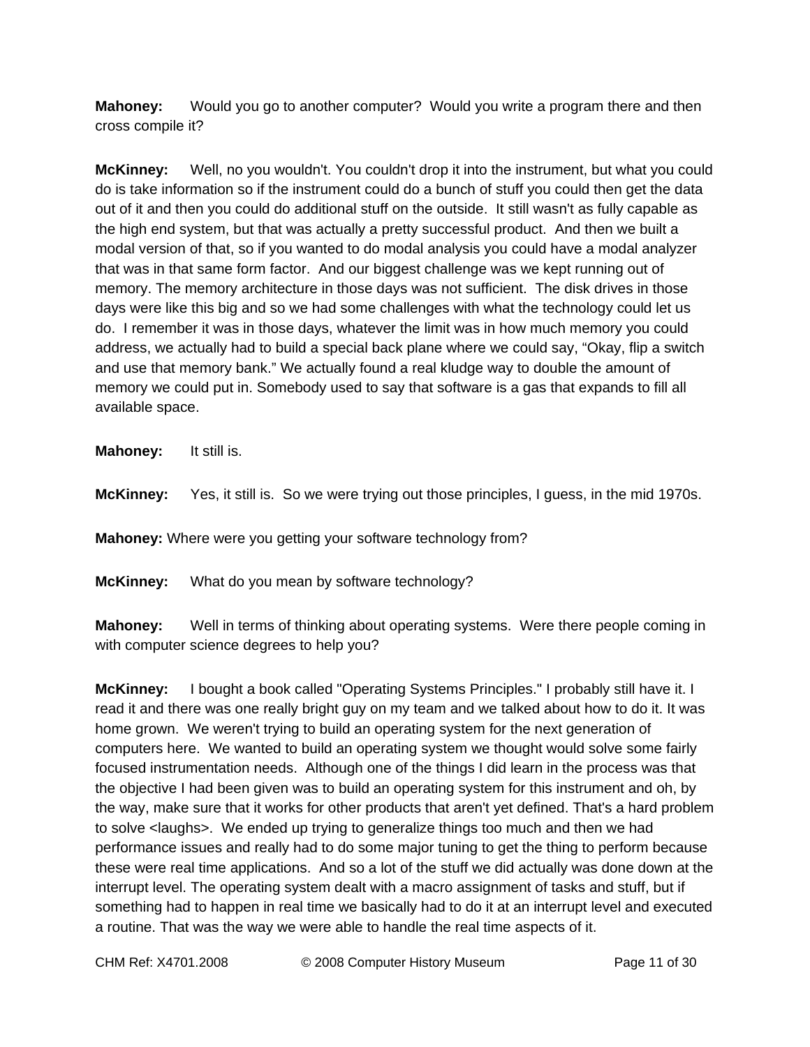**Mahoney:** Would you go to another computer? Would you write a program there and then cross compile it?

**McKinney:** Well, no you wouldn't. You couldn't drop it into the instrument, but what you could do is take information so if the instrument could do a bunch of stuff you could then get the data out of it and then you could do additional stuff on the outside. It still wasn't as fully capable as the high end system, but that was actually a pretty successful product. And then we built a modal version of that, so if you wanted to do modal analysis you could have a modal analyzer that was in that same form factor. And our biggest challenge was we kept running out of memory. The memory architecture in those days was not sufficient. The disk drives in those days were like this big and so we had some challenges with what the technology could let us do. I remember it was in those days, whatever the limit was in how much memory you could address, we actually had to build a special back plane where we could say, "Okay, flip a switch and use that memory bank." We actually found a real kludge way to double the amount of memory we could put in. Somebody used to say that software is a gas that expands to fill all available space.

**Mahoney:** It still is.

**McKinney:** Yes, it still is. So we were trying out those principles, I guess, in the mid 1970s.

**Mahoney:** Where were you getting your software technology from?

**McKinney:** What do you mean by software technology?

**Mahoney:** Well in terms of thinking about operating systems. Were there people coming in with computer science degrees to help you?

**McKinney:** I bought a book called "Operating Systems Principles." I probably still have it. I read it and there was one really bright guy on my team and we talked about how to do it. It was home grown. We weren't trying to build an operating system for the next generation of computers here. We wanted to build an operating system we thought would solve some fairly focused instrumentation needs. Although one of the things I did learn in the process was that the objective I had been given was to build an operating system for this instrument and oh, by the way, make sure that it works for other products that aren't yet defined. That's a hard problem to solve <laughs>. We ended up trying to generalize things too much and then we had performance issues and really had to do some major tuning to get the thing to perform because these were real time applications. And so a lot of the stuff we did actually was done down at the interrupt level. The operating system dealt with a macro assignment of tasks and stuff, but if something had to happen in real time we basically had to do it at an interrupt level and executed a routine. That was the way we were able to handle the real time aspects of it.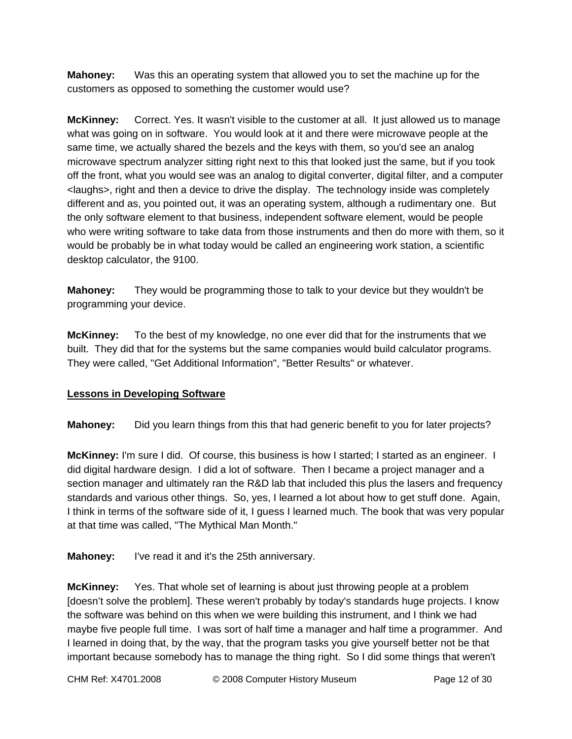**Mahoney:** Was this an operating system that allowed you to set the machine up for the customers as opposed to something the customer would use?

**McKinney:** Correct. Yes. It wasn't visible to the customer at all. It just allowed us to manage what was going on in software. You would look at it and there were microwave people at the same time, we actually shared the bezels and the keys with them, so you'd see an analog microwave spectrum analyzer sitting right next to this that looked just the same, but if you took off the front, what you would see was an analog to digital converter, digital filter, and a computer <laughs>, right and then a device to drive the display. The technology inside was completely different and as, you pointed out, it was an operating system, although a rudimentary one. But the only software element to that business, independent software element, would be people who were writing software to take data from those instruments and then do more with them, so it would be probably be in what today would be called an engineering work station, a scientific desktop calculator, the 9100.

**Mahoney:** They would be programming those to talk to your device but they wouldn't be programming your device.

**McKinney:** To the best of my knowledge, no one ever did that for the instruments that we built. They did that for the systems but the same companies would build calculator programs. They were called, "Get Additional Information", "Better Results" or whatever.

## Lessons in Developing Software

**Mahoney:** Did you learn things from this that had generic benefit to you for later projects?

**McKinney:** I'm sure I did. Of course, this business is how I started; I started as an engineer. I did digital hardware design. I did a lot of software. Then I became a project manager and a section manager and ultimately ran the R&D lab that included this plus the lasers and frequency standards and various other things. So, yes, I learned a lot about how to get stuff done. Again, I think in terms of the software side of it, I guess I learned much. The book that was very popular at that time was called, "The Mythical Man Month."

**Mahoney:** I've read it and it's the 25th anniversary.

**McKinney:** Yes. That whole set of learning is about just throwing people at a problem [doesn't solve the problem]. These weren't probably by today's standards huge projects. I know the software was behind on this when we were building this instrument, and I think we had maybe five people full time. I was sort of half time a manager and half time a programmer. And I learned in doing that, by the way, that the program tasks you give yourself better not be that important because somebody has to manage the thing right. So I did some things that weren't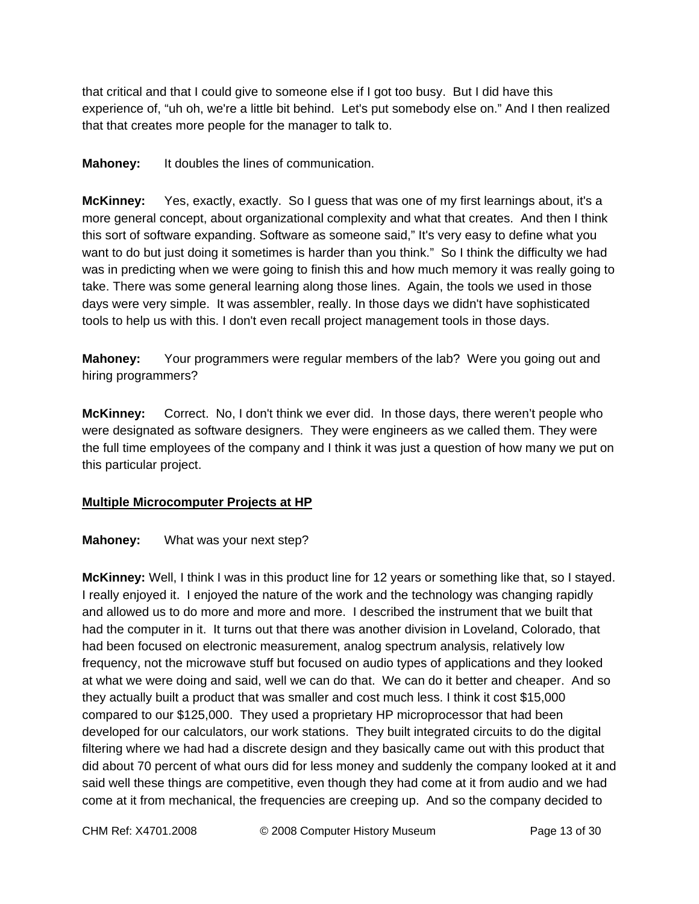that critical and that I could give to someone else if I got too busy. But I did have this experience of, "uh oh, we're a little bit behind. Let's put somebody else on." And I then realized that that creates more people for the manager to talk to.

**Mahoney:** It doubles the lines of communication.

**McKinney:** Yes, exactly, exactly. So I guess that was one of my first learnings about, it's a more general concept, about organizational complexity and what that creates. And then I think this sort of software expanding. Software as someone said," It's very easy to define what you want to do but just doing it sometimes is harder than you think." So I think the difficulty we had was in predicting when we were going to finish this and how much memory it was really going to take. There was some general learning along those lines. Again, the tools we used in those days were very simple. It was assembler, really. In those days we didn't have sophisticated tools to help us with this. I don't even recall project management tools in those days.

**Mahoney:** Your programmers were regular members of the lab? Were you going out and hiring programmers?

**McKinney:** Correct. No, I don't think we ever did. In those days, there weren't people who were designated as software designers. They were engineers as we called them. They were the full time employees of the company and I think it was just a question of how many we put on this particular project.

## Multiple Microcomputer Projects at HP

**Mahoney:** What was your next step?

**McKinney:** Well, I think I was in this product line for 12 years or something like that, so I stayed. I really enjoyed it. I enjoyed the nature of the work and the technology was changing rapidly and allowed us to do more and more and more. I described the instrument that we built that had the computer in it. It turns out that there was another division in Loveland, Colorado, that had been focused on electronic measurement, analog spectrum analysis, relatively low frequency, not the microwave stuff but focused on audio types of applications and they looked at what we were doing and said, well we can do that. We can do it better and cheaper. And so they actually built a product that was smaller and cost much less. I think it cost $15,000 compared to our $125,000. They used a proprietary HP microprocessor that had been developed for our calculators, our work stations. They built integrated circuits to do the digital filtering where we had had a discrete design and they basically came out with this product that did about 70 percent of what ours did for less money and suddenly the company looked at it and said well these things are competitive, even though they had come at it from audio and we had come at it from mechanical, the frequencies are creeping up. And so the company decided to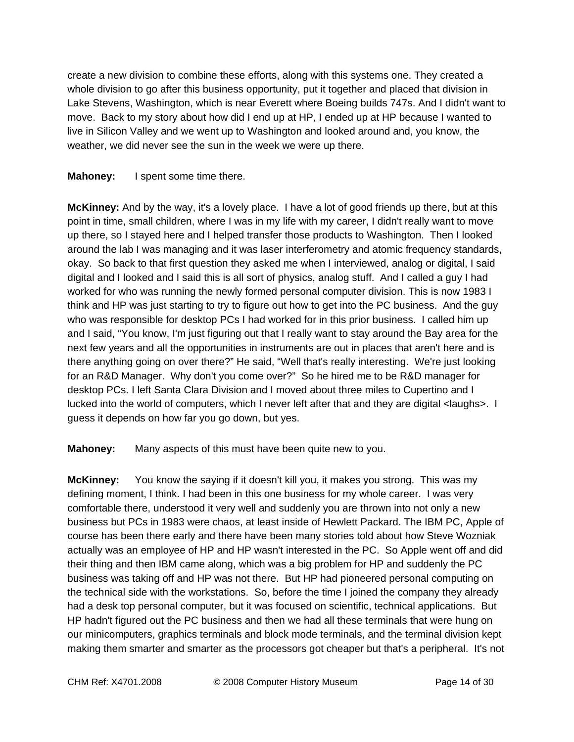create a new division to combine these efforts, along with this systems one. They created a whole division to go after this business opportunity, put it together and placed that division in Lake Stevens, Washington, which is near Everett where Boeing builds 747s. And I didn't want to move. Back to my story about how did I end up at HP, I ended up at HP because I wanted to live in Silicon Valley and we went up to Washington and looked around and, you know, the weather, we did never see the sun in the week we were up there.

**Mahoney:** I spent some time there.

**McKinney:** And by the way, it's a lovely place. I have a lot of good friends up there, but at this point in time, small children, where I was in my life with my career, I didn't really want to move up there, so I stayed here and I helped transfer those products to Washington. Then I looked around the lab I was managing and it was laser interferometry and atomic frequency standards, okay. So back to that first question they asked me when I interviewed, analog or digital, I said digital and I looked and I said this is all sort of physics, analog stuff. And I called a guy I had worked for who was running the newly formed personal computer division. This is now 1983 I think and HP was just starting to try to figure out how to get into the PC business. And the guy who was responsible for desktop PCs I had worked for in this prior business. I called him up and I said, "You know, I'm just figuring out that I really want to stay around the Bay area for the next few years and all the opportunities in instruments are out in places that aren't here and is there anything going on over there?" He said, "Well that's really interesting. We're just looking for an R&D Manager. Why don't you come over?" So he hired me to be R&D manager for desktop PCs. I left Santa Clara Division and I moved about three miles to Cupertino and I lucked into the world of computers, which I never left after that and they are digital <laughs>. I guess it depends on how far you go down, but yes.

**Mahoney:** Many aspects of this must have been quite new to you.

**McKinney:** You know the saying if it doesn't kill you, it makes you strong. This was my defining moment, I think. I had been in this one business for my whole career. I was very comfortable there, understood it very well and suddenly you are thrown into not only a new business but PCs in 1983 were chaos, at least inside of Hewlett Packard. The IBM PC, Apple of course has been there early and there have been many stories told about how Steve Wozniak actually was an employee of HP and HP wasn't interested in the PC. So Apple went off and did their thing and then IBM came along, which was a big problem for HP and suddenly the PC business was taking off and HP was not there. But HP had pioneered personal computing on the technical side with the workstations. So, before the time I joined the company they already had a desk top personal computer, but it was focused on scientific, technical applications. But HP hadn't figured out the PC business and then we had all these terminals that were hung on our minicomputers, graphics terminals and block mode terminals, and the terminal division kept making them smarter and smarter as the processors got cheaper but that's a peripheral. It's not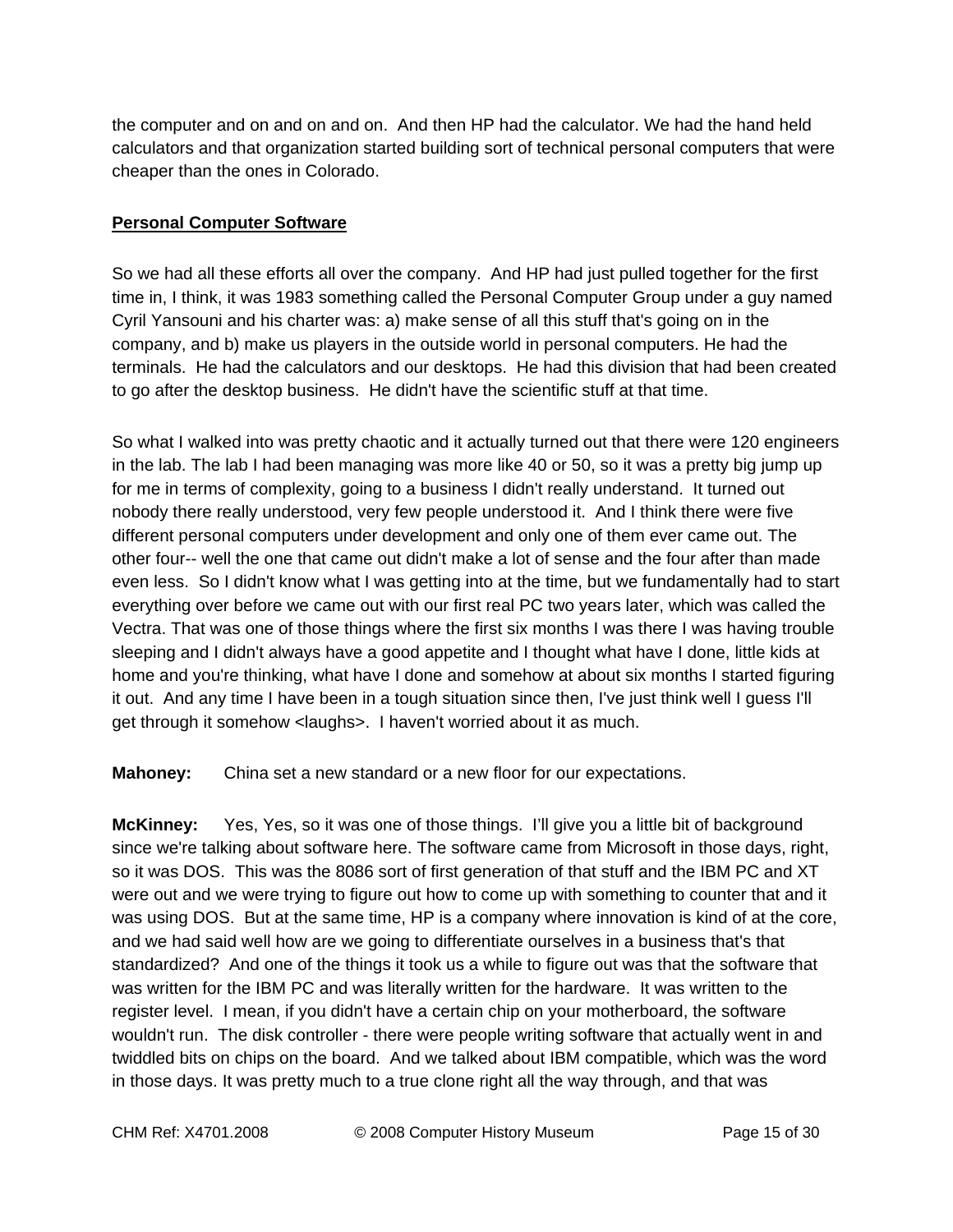the computer and on and on and on. And then HP had the calculator. We had the hand held calculators and that organization started building sort of technical personal computers that were cheaper than the ones in Colorado.

## Personal Computer Software

So we had all these efforts all over the company. And HP had just pulled together for the first time in, I think, it was 1983 something called the Personal Computer Group under a guy named Cyril Yansouni and his charter was: a) make sense of all this stuff that's going on in the company, and b) make us players in the outside world in personal computers. He had the terminals. He had the calculators and our desktops. He had this division that had been created to go after the desktop business. He didn't have the scientific stuff at that time.

So what I walked into was pretty chaotic and it actually turned out that there were 120 engineers in the lab. The lab I had been managing was more like 40 or 50, so it was a pretty big jump up for me in terms of complexity, going to a business I didn't really understand. It turned out nobody there really understood, very few people understood it. And I think there were five different personal computers under development and only one of them ever came out. The other four-- well the one that came out didn't make a lot of sense and the four after than made even less. So I didn't know what I was getting into at the time, but we fundamentally had to start everything over before we came out with our first real PC two years later, which was called the Vectra. That was one of those things where the first six months I was there I was having trouble sleeping and I didn't always have a good appetite and I thought what have I done, little kids at home and you're thinking, what have I done and somehow at about six months I started figuring it out. And any time I have been in a tough situation since then, I've just think well I guess I'll get through it somehow <laughs>. I haven't worried about it as much.

**Mahoney:** China set a new standard or a new floor for our expectations.

**McKinney:** Yes, Yes, so it was one of those things. I'll give you a little bit of background since we're talking about software here. The software came from Microsoft in those days, right, so it was DOS. This was the 8086 sort of first generation of that stuff and the IBM PC and XT were out and we were trying to figure out how to come up with something to counter that and it was using DOS. But at the same time, HP is a company where innovation is kind of at the core, and we had said well how are we going to differentiate ourselves in a business that's that standardized? And one of the things it took us a while to figure out was that the software that was written for the IBM PC and was literally written for the hardware. It was written to the register level. I mean, if you didn't have a certain chip on your motherboard, the software wouldn't run. The disk controller - there were people writing software that actually went in and twiddled bits on chips on the board. And we talked about IBM compatible, which was the word in those days. It was pretty much to a true clone right all the way through, and that was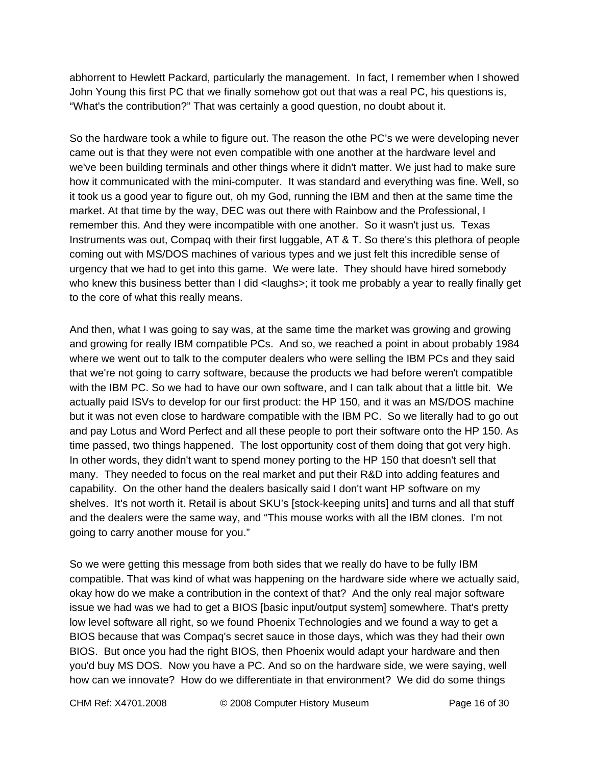abhorrent to Hewlett Packard, particularly the management. In fact, I remember when I showed John Young this first PC that we finally somehow got out that was a real PC, his questions is, "What's the contribution?" That was certainly a good question, no doubt about it.

So the hardware took a while to figure out. The reason the othe PC's we were developing never came out is that they were not even compatible with one another at the hardware level and we've been building terminals and other things where it didn't matter. We just had to make sure how it communicated with the mini-computer. It was standard and everything was fine. Well, so it took us a good year to figure out, oh my God, running the IBM and then at the same time the market. At that time by the way, DEC was out there with Rainbow and the Professional, I remember this. And they were incompatible with one another. So it wasn't just us. Texas Instruments was out, Compaq with their first luggable, AT & T. So there's this plethora of people coming out with MS/DOS machines of various types and we just felt this incredible sense of urgency that we had to get into this game. We were late. They should have hired somebody who knew this business better than I did <laughs>; it took me probably a year to really finally get to the core of what this really means.

And then, what I was going to say was, at the same time the market was growing and growing and growing for really IBM compatible PCs. And so, we reached a point in about probably 1984 where we went out to talk to the computer dealers who were selling the IBM PCs and they said that we're not going to carry software, because the products we had before weren't compatible with the IBM PC. So we had to have our own software, and I can talk about that a little bit. We actually paid ISVs to develop for our first product: the HP 150, and it was an MS/DOS machine but it was not even close to hardware compatible with the IBM PC. So we literally had to go out and pay Lotus and Word Perfect and all these people to port their software onto the HP 150. As time passed, two things happened. The lost opportunity cost of them doing that got very high. In other words, they didn't want to spend money porting to the HP 150 that doesn't sell that many. They needed to focus on the real market and put their R&D into adding features and capability. On the other hand the dealers basically said I don't want HP software on my shelves. It's not worth it. Retail is about SKU's [stock-keeping units] and turns and all that stuff and the dealers were the same way, and "This mouse works with all the IBM clones. I'm not going to carry another mouse for you."

So we were getting this message from both sides that we really do have to be fully IBM compatible. That was kind of what was happening on the hardware side where we actually said, okay how do we make a contribution in the context of that? And the only real major software issue we had was we had to get a BIOS [basic input/output system] somewhere. That's pretty low level software all right, so we found Phoenix Technologies and we found a way to get a BIOS because that was Compaq's secret sauce in those days, which was they had their own BIOS. But once you had the right BIOS, then Phoenix would adapt your hardware and then you'd buy MS DOS. Now you have a PC. And so on the hardware side, we were saying, well how can we innovate? How do we differentiate in that environment? We did do some things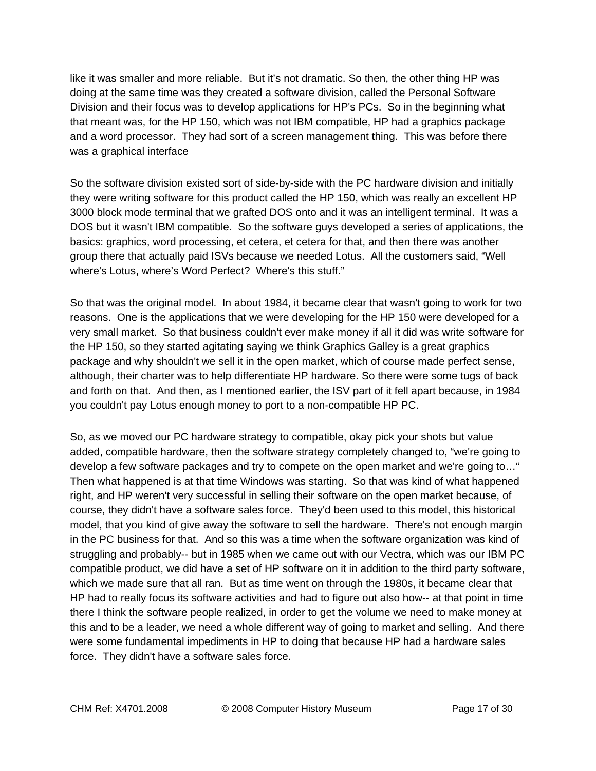like it was smaller and more reliable. But it's not dramatic. So then, the other thing HP was doing at the same time was they created a software division, called the Personal Software Division and their focus was to develop applications for HP's PCs. So in the beginning what that meant was, for the HP 150, which was not IBM compatible, HP had a graphics package and a word processor. They had sort of a screen management thing. This was before there was a graphical interface

So the software division existed sort of side-by-side with the PC hardware division and initially they were writing software for this product called the HP 150, which was really an excellent HP 3000 block mode terminal that we grafted DOS onto and it was an intelligent terminal. It was a DOS but it wasn't IBM compatible. So the software guys developed a series of applications, the basics: graphics, word processing, et cetera, et cetera for that, and then there was another group there that actually paid ISVs because we needed Lotus. All the customers said, "Well where's Lotus, where's Word Perfect? Where's this stuff."

So that was the original model. In about 1984, it became clear that wasn't going to work for two reasons. One is the applications that we were developing for the HP 150 were developed for a very small market. So that business couldn't ever make money if all it did was write software for the HP 150, so they started agitating saying we think Graphics Galley is a great graphics package and why shouldn't we sell it in the open market, which of course made perfect sense, although, their charter was to help differentiate HP hardware. So there were some tugs of back and forth on that. And then, as I mentioned earlier, the ISV part of it fell apart because, in 1984 you couldn't pay Lotus enough money to port to a non-compatible HP PC.

So, as we moved our PC hardware strategy to compatible, okay pick your shots but value added, compatible hardware, then the software strategy completely changed to, "we're going to develop a few software packages and try to compete on the open market and we're going to…" Then what happened is at that time Windows was starting. So that was kind of what happened right, and HP weren't very successful in selling their software on the open market because, of course, they didn't have a software sales force. They'd been used to this model, this historical model, that you kind of give away the software to sell the hardware. There's not enough margin in the PC business for that. And so this was a time when the software organization was kind of struggling and probably-- but in 1985 when we came out with our Vectra, which was our IBM PC compatible product, we did have a set of HP software on it in addition to the third party software, which we made sure that all ran. But as time went on through the 1980s, it became clear that HP had to really focus its software activities and had to figure out also how-- at that point in time there I think the software people realized, in order to get the volume we need to make money at this and to be a leader, we need a whole different way of going to market and selling. And there were some fundamental impediments in HP to doing that because HP had a hardware sales force. They didn't have a software sales force.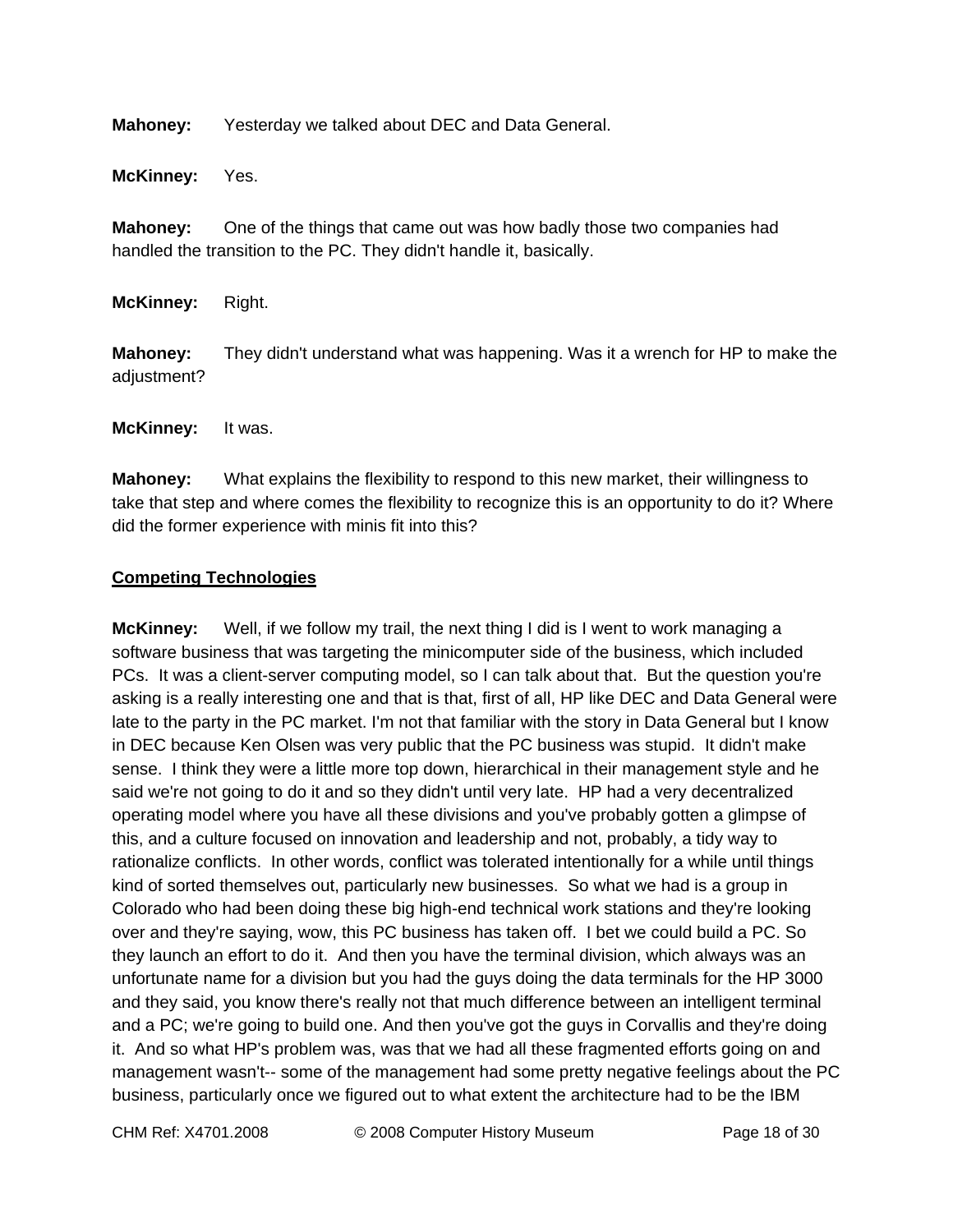**Mahoney:** Yesterday we talked about DEC and Data General.

**McKinney:** Yes.

**Mahoney:** One of the things that came out was how badly those two companies had handled the transition to the PC. They didn't handle it, basically.

**McKinney:** Right.

**Mahoney:** They didn't understand what was happening. Was it a wrench for HP to make the adjustment?

**McKinney:** It was.

**Mahoney:** What explains the flexibility to respond to this new market, their willingness to take that step and where comes the flexibility to recognize this is an opportunity to do it? Where did the former experience with minis fit into this?

## Competing Technologies

**McKinney:** Well, if we follow my trail, the next thing I did is I went to work managing a software business that was targeting the minicomputer side of the business, which included PCs. It was a client-server computing model, so I can talk about that. But the question you're asking is a really interesting one and that is that, first of all, HP like DEC and Data General were late to the party in the PC market. I'm not that familiar with the story in Data General but I know in DEC because Ken Olsen was very public that the PC business was stupid. It didn't make sense. I think they were a little more top down, hierarchical in their management style and he said we're not going to do it and so they didn't until very late. HP had a very decentralized operating model where you have all these divisions and you've probably gotten a glimpse of this, and a culture focused on innovation and leadership and not, probably, a tidy way to rationalize conflicts. In other words, conflict was tolerated intentionally for a while until things kind of sorted themselves out, particularly new businesses. So what we had is a group in Colorado who had been doing these big high-end technical work stations and they're looking over and they're saying, wow, this PC business has taken off. I bet we could build a PC. So they launch an effort to do it. And then you have the terminal division, which always was an unfortunate name for a division but you had the guys doing the data terminals for the HP 3000 and they said, you know there's really not that much difference between an intelligent terminal and a PC; we're going to build one. And then you've got the guys in Corvallis and they're doing it. And so what HP's problem was, was that we had all these fragmented efforts going on and management wasn't-- some of the management had some pretty negative feelings about the PC business, particularly once we figured out to what extent the architecture had to be the IBM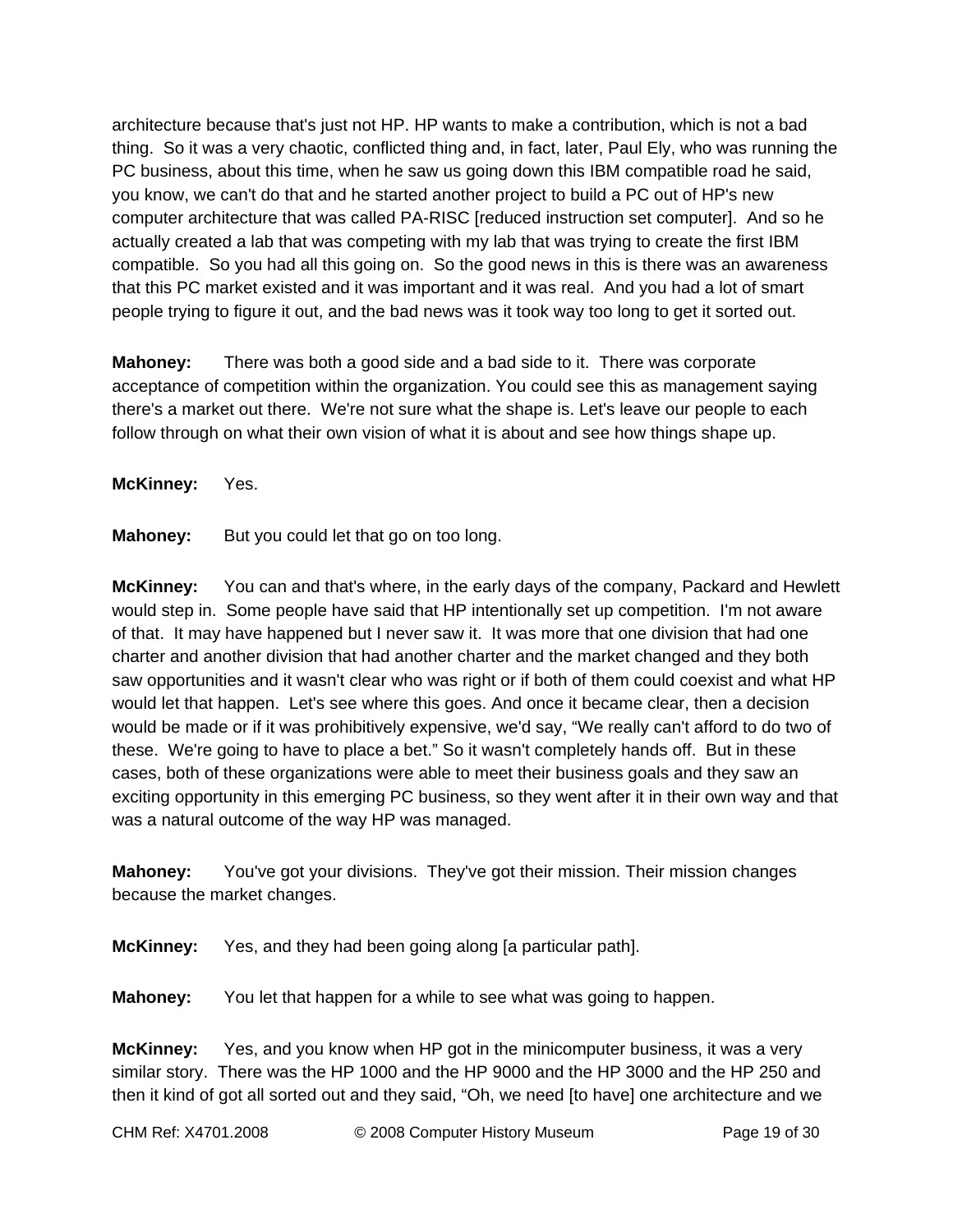architecture because that's just not HP. HP wants to make a contribution, which is not a bad thing. So it was a very chaotic, conflicted thing and, in fact, later, Paul Ely, who was running the PC business, about this time, when he saw us going down this IBM compatible road he said, you know, we can't do that and he started another project to build a PC out of HP's new computer architecture that was called PA-RISC [reduced instruction set computer]. And so he actually created a lab that was competing with my lab that was trying to create the first IBM compatible. So you had all this going on. So the good news in this is there was an awareness that this PC market existed and it was important and it was real. And you had a lot of smart people trying to figure it out, and the bad news was it took way too long to get it sorted out.

**Mahoney:** There was both a good side and a bad side to it. There was corporate acceptance of competition within the organization. You could see this as management saying there's a market out there. We're not sure what the shape is. Let's leave our people to each follow through on what their own vision of what it is about and see how things shape up.

**McKinney:** Yes.

**Mahoney:** But you could let that go on too long.

**McKinney:** You can and that's where, in the early days of the company, Packard and Hewlett would step in. Some people have said that HP intentionally set up competition. I'm not aware of that. It may have happened but I never saw it. It was more that one division that had one charter and another division that had another charter and the market changed and they both saw opportunities and it wasn't clear who was right or if both of them could coexist and what HP would let that happen. Let's see where this goes. And once it became clear, then a decision would be made or if it was prohibitively expensive, we'd say, "We really can't afford to do two of these. We're going to have to place a bet." So it wasn't completely hands off. But in these cases, both of these organizations were able to meet their business goals and they saw an exciting opportunity in this emerging PC business, so they went after it in their own way and that was a natural outcome of the way HP was managed.

**Mahoney:** You've got your divisions. They've got their mission. Their mission changes because the market changes.

**McKinney:** Yes, and they had been going along [a particular path].

**Mahoney:** You let that happen for a while to see what was going to happen.

**McKinney:** Yes, and you know when HP got in the minicomputer business, it was a very similar story. There was the HP 1000 and the HP 9000 and the HP 3000 and the HP 250 and then it kind of got all sorted out and they said, "Oh, we need [to have] one architecture and we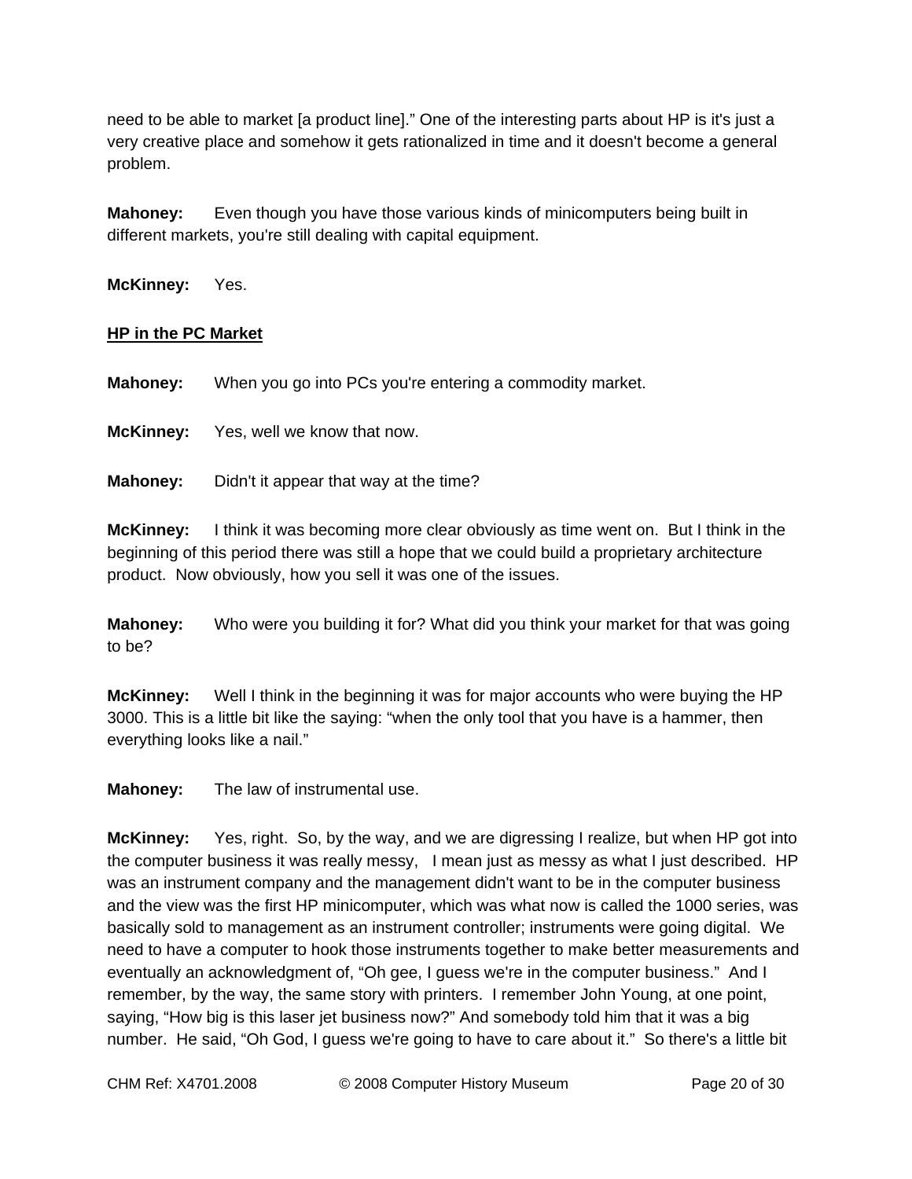need to be able to market [a product line].” One of the interesting parts about HP is it's just a very creative place and somehow it gets rationalized in time and it doesn't become a general problem.

**Mahoney:** Even though you have those various kinds of minicomputers being built in different markets, you're still dealing with capital equipment.

**McKinney:** Yes.

## HP in the PC Market

**Mahoney:** When you go into PCs you're entering a commodity market.

**McKinney:** Yes, well we know that now.

**Mahoney:** Didn't it appear that way at the time?

**McKinney:** I think it was becoming more clear obviously as time went on. But I think in the beginning of this period there was still a hope that we could build a proprietary architecture product. Now obviously, how you sell it was one of the issues.

**Mahoney:** Who were you building it for? What did you think your market for that was going to be?

**McKinney:** Well I think in the beginning it was for major accounts who were buying the HP 3000. This is a little bit like the saying: “when the only tool that you have is a hammer, then everything looks like a nail.”

**Mahoney:** The law of instrumental use.

**McKinney:** Yes, right. So, by the way, and we are digressing I realize, but when HP got into the computer business it was really messy, I mean just as messy as what I just described. HP was an instrument company and the management didn't want to be in the computer business and the view was the first HP minicomputer, which was what now is called the 1000 series, was basically sold to management as an instrument controller; instruments were going digital. We need to have a computer to hook those instruments together to make better measurements and eventually an acknowledgment of, “Oh gee, I guess we're in the computer business.” And I remember, by the way, the same story with printers. I remember John Young, at one point, saying, “How big is this laser jet business now?” And somebody told him that it was a big number. He said, “Oh God, I guess we're going to have to care about it.” So there's a little bit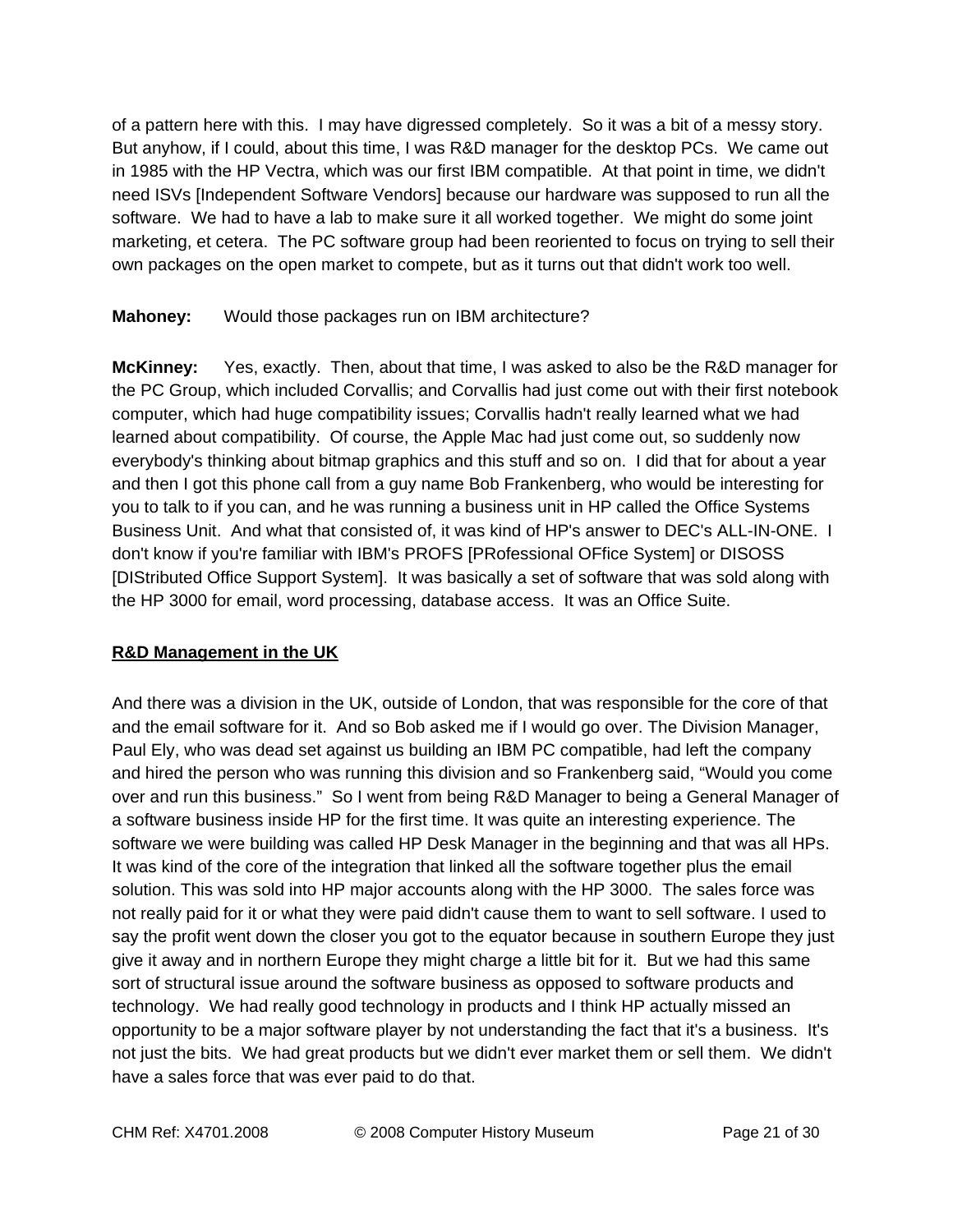of a pattern here with this. I may have digressed completely. So it was a bit of a messy story. But anyhow, if I could, about this time, I was R&D manager for the desktop PCs. We came out in 1985 with the HP Vectra, which was our first IBM compatible. At that point in time, we didn't need ISVs [Independent Software Vendors] because our hardware was supposed to run all the software. We had to have a lab to make sure it all worked together. We might do some joint marketing, et cetera. The PC software group had been reoriented to focus on trying to sell their own packages on the open market to compete, but as it turns out that didn't work too well.

**Mahoney:** Would those packages run on IBM architecture?

**McKinney:** Yes, exactly. Then, about that time, I was asked to also be the R&D manager for the PC Group, which included Corvallis; and Corvallis had just come out with their first notebook computer, which had huge compatibility issues; Corvallis hadn't really learned what we had learned about compatibility. Of course, the Apple Mac had just come out, so suddenly now everybody's thinking about bitmap graphics and this stuff and so on. I did that for about a year and then I got this phone call from a guy name Bob Frankenberg, who would be interesting for you to talk to if you can, and he was running a business unit in HP called the Office Systems Business Unit. And what that consisted of, it was kind of HP's answer to DEC's ALL-IN-ONE. I don't know if you're familiar with IBM's PROFS [PRofessional OFfice System] or DISOSS [DIStributed Office Support System]. It was basically a set of software that was sold along with the HP 3000 for email, word processing, database access. It was an Office Suite.

## R&D Management in the UK

And there was a division in the UK, outside of London, that was responsible for the core of that and the email software for it. And so Bob asked me if I would go over. The Division Manager, Paul Ely, who was dead set against us building an IBM PC compatible, had left the company and hired the person who was running this division and so Frankenberg said, "Would you come over and run this business." So I went from being R&D Manager to being a General Manager of a software business inside HP for the first time. It was quite an interesting experience. The software we were building was called HP Desk Manager in the beginning and that was all HPs. It was kind of the core of the integration that linked all the software together plus the email solution. This was sold into HP major accounts along with the HP 3000. The sales force was not really paid for it or what they were paid didn't cause them to want to sell software. I used to say the profit went down the closer you got to the equator because in southern Europe they just give it away and in northern Europe they might charge a little bit for it. But we had this same sort of structural issue around the software business as opposed to software products and technology. We had really good technology in products and I think HP actually missed an opportunity to be a major software player by not understanding the fact that it's a business. It's not just the bits. We had great products but we didn't ever market them or sell them. We didn't have a sales force that was ever paid to do that.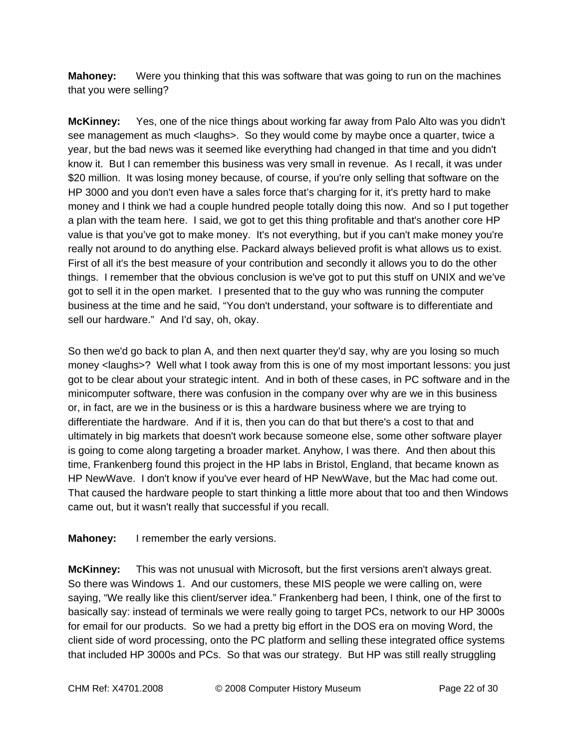**Mahoney:** Were you thinking that this was software that was going to run on the machines that you were selling?

**McKinney:** Yes, one of the nice things about working far away from Palo Alto was you didn't see management as much <laughs>. So they would come by maybe once a quarter, twice a year, but the bad news was it seemed like everything had changed in that time and you didn't know it. But I can remember this business was very small in revenue. As I recall, it was under $20 million. It was losing money because, of course, if you're only selling that software on the HP 3000 and you don't even have a sales force that's charging for it, it's pretty hard to make money and I think we had a couple hundred people totally doing this now. And so I put together a plan with the team here. I said, we got to get this thing profitable and that's another core HP value is that you've got to make money. It's not everything, but if you can't make money you're really not around to do anything else. Packard always believed profit is what allows us to exist. First of all it's the best measure of your contribution and secondly it allows you to do the other things. I remember that the obvious conclusion is we've got to put this stuff on UNIX and we've got to sell it in the open market. I presented that to the guy who was running the computer business at the time and he said, "You don't understand, your software is to differentiate and sell our hardware." And I'd say, oh, okay.

So then we'd go back to plan A, and then next quarter they'd say, why are you losing so much money <laughs>? Well what I took away from this is one of my most important lessons: you just got to be clear about your strategic intent. And in both of these cases, in PC software and in the minicomputer software, there was confusion in the company over why are we in this business or, in fact, are we in the business or is this a hardware business where we are trying to differentiate the hardware. And if it is, then you can do that but there's a cost to that and ultimately in big markets that doesn't work because someone else, some other software player is going to come along targeting a broader market. Anyhow, I was there. And then about this time, Frankenberg found this project in the HP labs in Bristol, England, that became known as HP NewWave. I don't know if you've ever heard of HP NewWave, but the Mac had come out. That caused the hardware people to start thinking a little more about that too and then Windows came out, but it wasn't really that successful if you recall.

**Mahoney:** I remember the early versions.

**McKinney:** This was not unusual with Microsoft, but the first versions aren't always great. So there was Windows 1. And our customers, these MIS people we were calling on, were saying, "We really like this client/server idea." Frankenberg had been, I think, one of the first to basically say: instead of terminals we were really going to target PCs, network to our HP 3000s for email for our products. So we had a pretty big effort in the DOS era on moving Word, the client side of word processing, onto the PC platform and selling these integrated office systems that included HP 3000s and PCs. So that was our strategy. But HP was still really struggling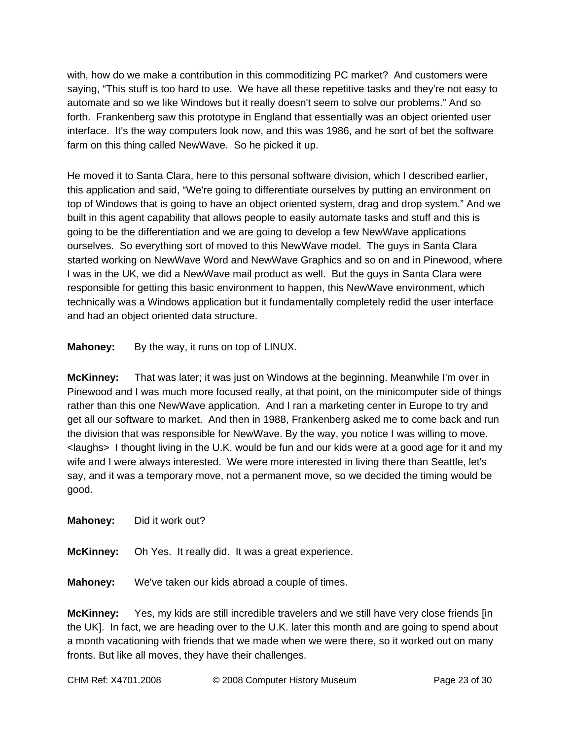with, how do we make a contribution in this commoditizing PC market? And customers were saying, “This stuff is too hard to use. We have all these repetitive tasks and they're not easy to automate and so we like Windows but it really doesn't seem to solve our problems.” And so forth. Frankenberg saw this prototype in England that essentially was an object oriented user interface. It's the way computers look now, and this was 1986, and he sort of bet the software farm on this thing called NewWave. So he picked it up.

He moved it to Santa Clara, here to this personal software division, which I described earlier, this application and said, “We're going to differentiate ourselves by putting an environment on top of Windows that is going to have an object oriented system, drag and drop system.” And we built in this agent capability that allows people to easily automate tasks and stuff and this is going to be the differentiation and we are going to develop a few NewWave applications ourselves. So everything sort of moved to this NewWave model. The guys in Santa Clara started working on NewWave Word and NewWave Graphics and so on and in Pinewood, where I was in the UK, we did a NewWave mail product as well. But the guys in Santa Clara were responsible for getting this basic environment to happen, this NewWave environment, which technically was a Windows application but it fundamentally completely redid the user interface and had an object oriented data structure.

**Mahoney:** By the way, it runs on top of LINUX.

**McKinney:** That was later; it was just on Windows at the beginning. Meanwhile I'm over in Pinewood and I was much more focused really, at that point, on the minicomputer side of things rather than this one NewWave application. And I ran a marketing center in Europe to try and get all our software to market. And then in 1988, Frankenberg asked me to come back and run the division that was responsible for NewWave. By the way, you notice I was willing to move. <laughs> I thought living in the U.K. would be fun and our kids were at a good age for it and my wife and I were always interested. We were more interested in living there than Seattle, let's say, and it was a temporary move, not a permanent move, so we decided the timing would be good.

**Mahoney:** Did it work out?

**McKinney:** Oh Yes. It really did. It was a great experience.

**Mahoney:** We've taken our kids abroad a couple of times.

**McKinney:** Yes, my kids are still incredible travelers and we still have very close friends [in the UK]. In fact, we are heading over to the U.K. later this month and are going to spend about a month vacationing with friends that we made when we were there, so it worked out on many fronts. But like all moves, they have their challenges.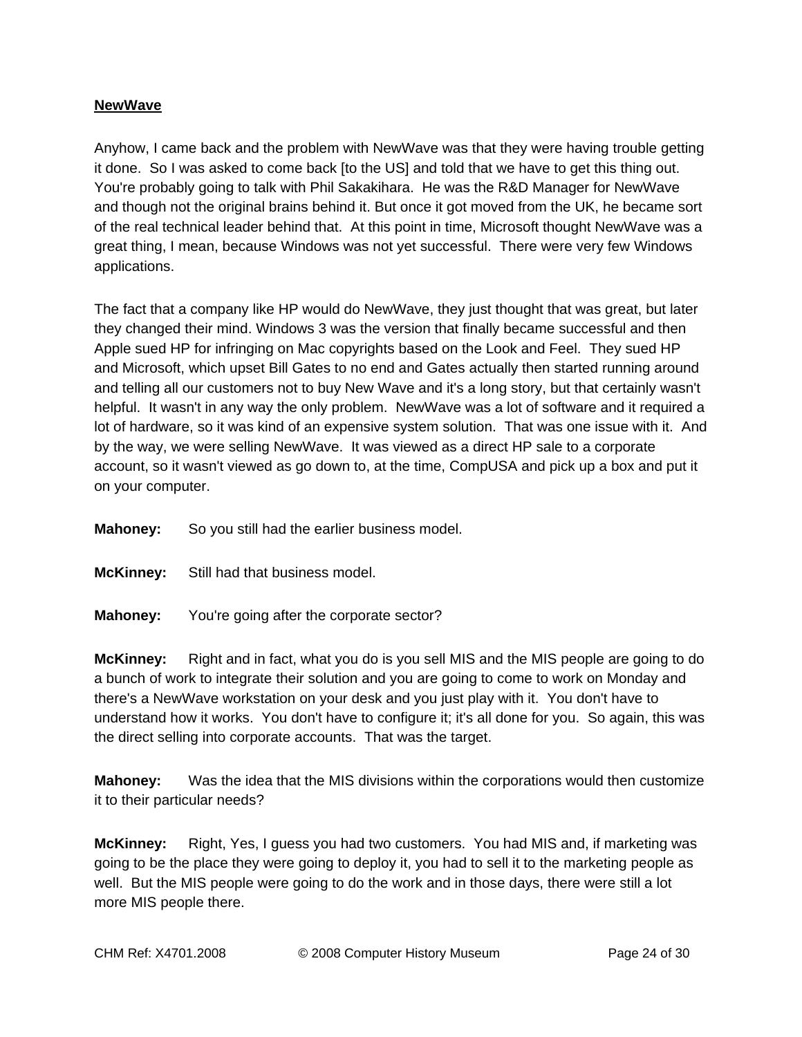**NewWave**

Anyhow, I came back and the problem with NewWave was that they were having trouble getting it done. So I was asked to come back [to the US] and told that we have to get this thing out. You're probably going to talk with Phil Sakakihara. He was the R&D Manager for NewWave and though not the original brains behind it. But once it got moved from the UK, he became sort of the real technical leader behind that. At this point in time, Microsoft thought NewWave was a great thing, I mean, because Windows was not yet successful. There were very few Windows applications.

The fact that a company like HP would do NewWave, they just thought that was great, but later they changed their mind. Windows 3 was the version that finally became successful and then Apple sued HP for infringing on Mac copyrights based on the Look and Feel. They sued HP and Microsoft, which upset Bill Gates to no end and Gates actually then started running around and telling all our customers not to buy New Wave and it's a long story, but that certainly wasn't helpful. It wasn't in any way the only problem. NewWave was a lot of software and it required a lot of hardware, so it was kind of an expensive system solution. That was one issue with it. And by the way, we were selling NewWave. It was viewed as a direct HP sale to a corporate account, so it wasn't viewed as go down to, at the time, CompUSA and pick up a box and put it on your computer.

**Mahoney:** So you still had the earlier business model.

**McKinney:** Still had that business model.

**Mahoney:** You're going after the corporate sector?

**McKinney:** Right and in fact, what you do is you sell MIS and the MIS people are going to do a bunch of work to integrate their solution and you are going to come to work on Monday and there's a NewWave workstation on your desk and you just play with it. You don't have to understand how it works. You don't have to configure it; it's all done for you. So again, this was the direct selling into corporate accounts. That was the target.

**Mahoney:** Was the idea that the MIS divisions within the corporations would then customize it to their particular needs?

**McKinney:** Right, Yes, I guess you had two customers. You had MIS and, if marketing was going to be the place they were going to deploy it, you had to sell it to the marketing people as well. But the MIS people were going to do the work and in those days, there were still a lot more MIS people there.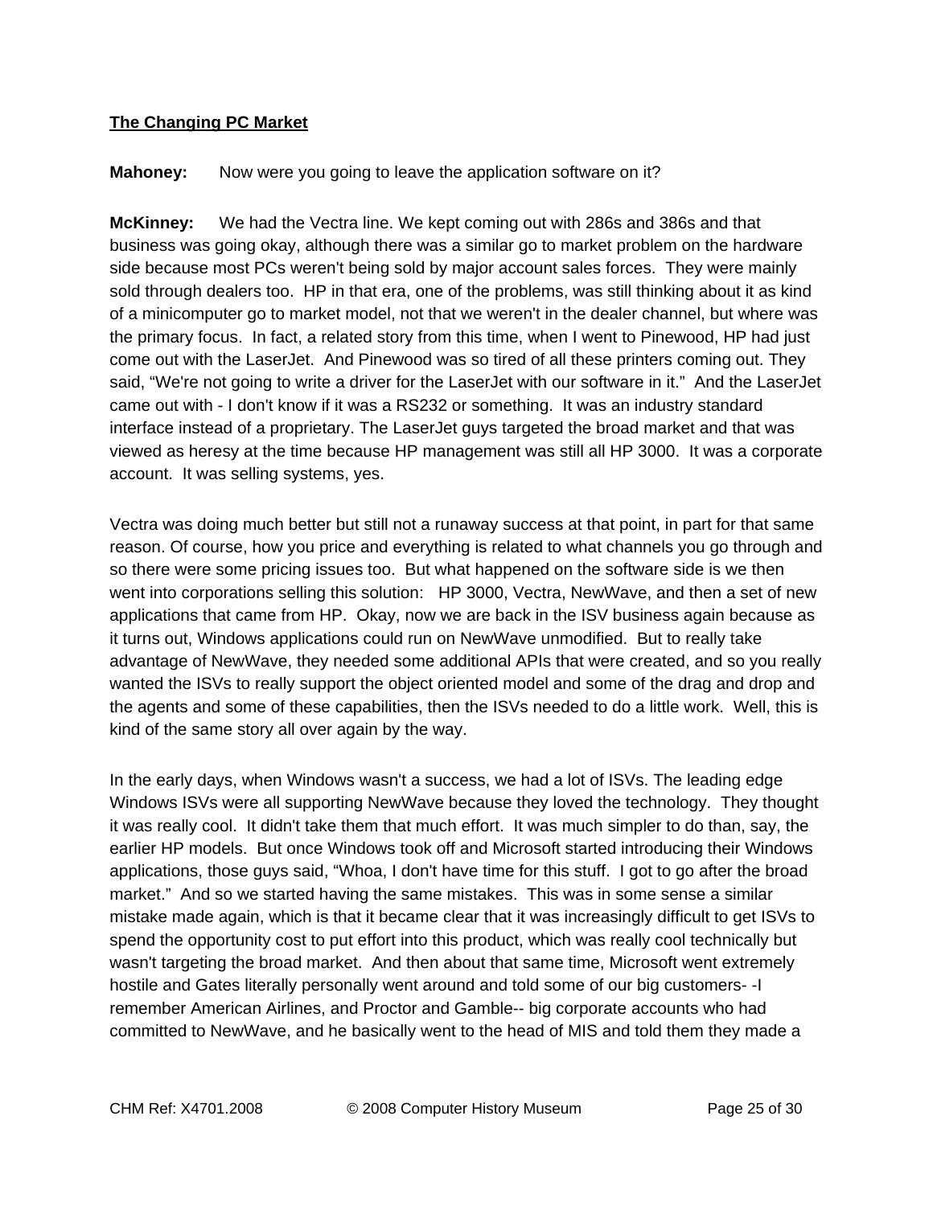## The Changing PC Market

**Mahoney:** Now were you going to leave the application software on it?

**McKinney:** We had the Vectra line. We kept coming out with 286s and 386s and that business was going okay, although there was a similar go to market problem on the hardware side because most PCs weren't being sold by major account sales forces. They were mainly sold through dealers too. HP in that era, one of the problems, was still thinking about it as kind of a minicomputer go to market model, not that we weren't in the dealer channel, but where was the primary focus. In fact, a related story from this time, when I went to Pinewood, HP had just come out with the LaserJet. And Pinewood was so tired of all these printers coming out. They said, "We're not going to write a driver for the LaserJet with our software in it." And the LaserJet came out with - I don't know if it was a RS232 or something. It was an industry standard interface instead of a proprietary. The LaserJet guys targeted the broad market and that was viewed as heresy at the time because HP management was still all HP 3000. It was a corporate account. It was selling systems, yes.

Vectra was doing much better but still not a runaway success at that point, in part for that same reason. Of course, how you price and everything is related to what channels you go through and so there were some pricing issues too. But what happened on the software side is we then went into corporations selling this solution: HP 3000, Vectra, NewWave, and then a set of new applications that came from HP. Okay, now we are back in the ISV business again because as it turns out, Windows applications could run on NewWave unmodified. But to really take advantage of NewWave, they needed some additional APIs that were created, and so you really wanted the ISVs to really support the object oriented model and some of the drag and drop and the agents and some of these capabilities, then the ISVs needed to do a little work. Well, this is kind of the same story all over again by the way.

In the early days, when Windows wasn't a success, we had a lot of ISVs. The leading edge Windows ISVs were all supporting NewWave because they loved the technology. They thought it was really cool. It didn't take them that much effort. It was much simpler to do than, say, the earlier HP models. But once Windows took off and Microsoft started introducing their Windows applications, those guys said, "Whoa, I don't have time for this stuff. I got to go after the broad market." And so we started having the same mistakes. This was in some sense a similar mistake made again, which is that it became clear that it was increasingly difficult to get ISVs to spend the opportunity cost to put effort into this product, which was really cool technically but wasn't targeting the broad market. And then about that same time, Microsoft went extremely hostile and Gates literally personally went around and told some of our big customers- -I remember American Airlines, and Proctor and Gamble-- big corporate accounts who had committed to NewWave, and he basically went to the head of MIS and told them they made a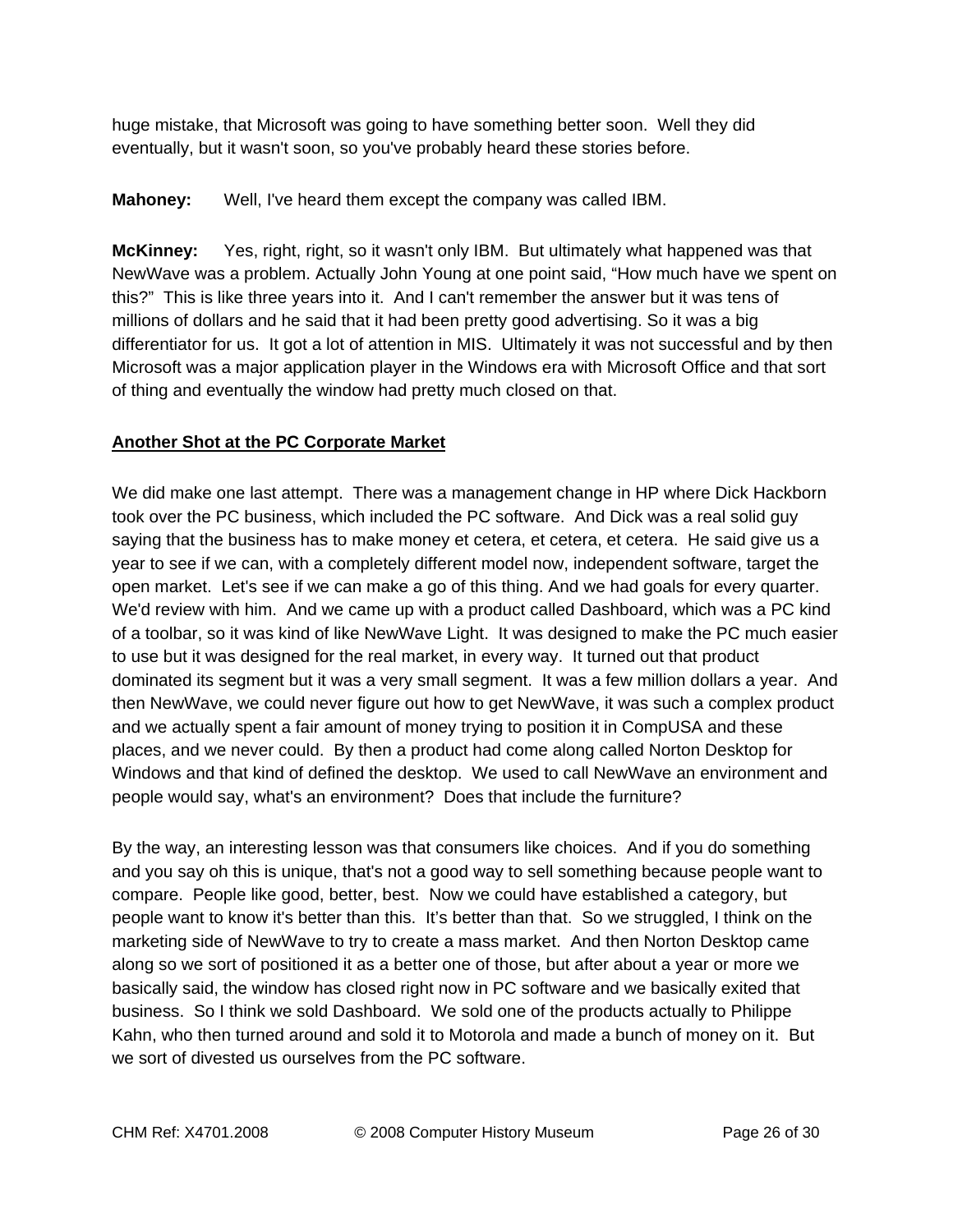huge mistake, that Microsoft was going to have something better soon. Well they did eventually, but it wasn't soon, so you've probably heard these stories before.

**Mahoney:** Well, I've heard them except the company was called IBM.

**McKinney:** Yes, right, right, so it wasn't only IBM. But ultimately what happened was that NewWave was a problem. Actually John Young at one point said, "How much have we spent on this?" This is like three years into it. And I can't remember the answer but it was tens of millions of dollars and he said that it had been pretty good advertising. So it was a big differentiator for us. It got a lot of attention in MIS. Ultimately it was not successful and by then Microsoft was a major application player in the Windows era with Microsoft Office and that sort of thing and eventually the window had pretty much closed on that.

## Another Shot at the PC Corporate Market

We did make one last attempt. There was a management change in HP where Dick Hackborn took over the PC business, which included the PC software. And Dick was a real solid guy saying that the business has to make money et cetera, et cetera, et cetera. He said give us a year to see if we can, with a completely different model now, independent software, target the open market. Let's see if we can make a go of this thing. And we had goals for every quarter. We'd review with him. And we came up with a product called Dashboard, which was a PC kind of a toolbar, so it was kind of like NewWave Light. It was designed to make the PC much easier to use but it was designed for the real market, in every way. It turned out that product dominated its segment but it was a very small segment. It was a few million dollars a year. And then NewWave, we could never figure out how to get NewWave, it was such a complex product and we actually spent a fair amount of money trying to position it in CompUSA and these places, and we never could. By then a product had come along called Norton Desktop for Windows and that kind of defined the desktop. We used to call NewWave an environment and people would say, what's an environment? Does that include the furniture?

By the way, an interesting lesson was that consumers like choices. And if you do something and you say oh this is unique, that's not a good way to sell something because people want to compare. People like good, better, best. Now we could have established a category, but people want to know it's better than this. It's better than that. So we struggled, I think on the marketing side of NewWave to try to create a mass market. And then Norton Desktop came along so we sort of positioned it as a better one of those, but after about a year or more we basically said, the window has closed right now in PC software and we basically exited that business. So I think we sold Dashboard. We sold one of the products actually to Philippe Kahn, who then turned around and sold it to Motorola and made a bunch of money on it. But we sort of divested us ourselves from the PC software.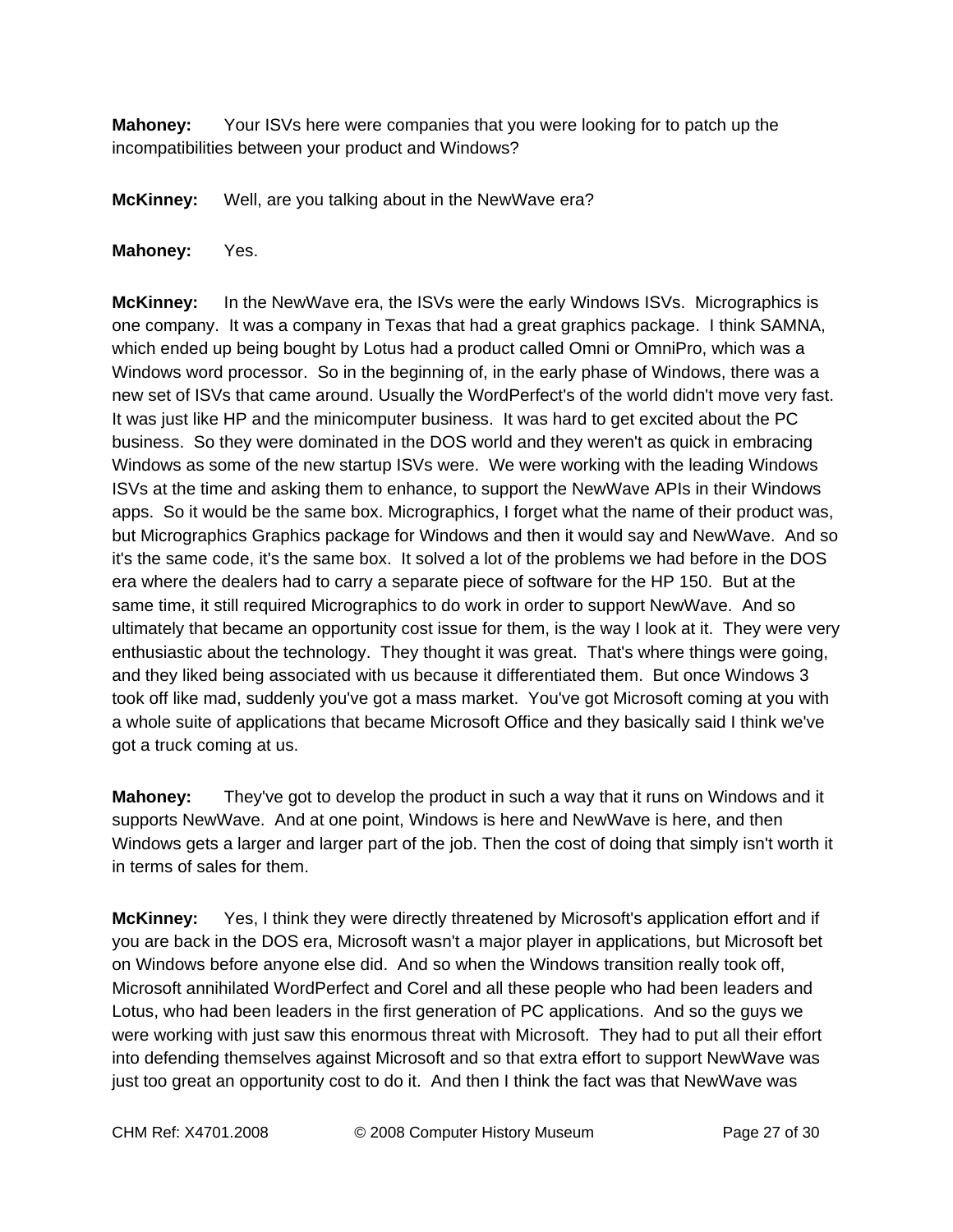**Mahoney:** Your ISVs here were companies that you were looking for to patch up the incompatibilities between your product and Windows?

**McKinney:** Well, are you talking about in the NewWave era?

**Mahoney:** Yes.

**McKinney:** In the NewWave era, the ISVs were the early Windows ISVs. Micrographics is one company. It was a company in Texas that had a great graphics package. I think SAMNA, which ended up being bought by Lotus had a product called Omni or OmniPro, which was a Windows word processor. So in the beginning of, in the early phase of Windows, there was a new set of ISVs that came around. Usually the WordPerfect's of the world didn't move very fast. It was just like HP and the minicomputer business. It was hard to get excited about the PC business. So they were dominated in the DOS world and they weren't as quick in embracing Windows as some of the new startup ISVs were. We were working with the leading Windows ISVs at the time and asking them to enhance, to support the NewWave APIs in their Windows apps. So it would be the same box. Micrographics, I forget what the name of their product was, but Micrographics Graphics package for Windows and then it would say and NewWave. And so it's the same code, it's the same box. It solved a lot of the problems we had before in the DOS era where the dealers had to carry a separate piece of software for the HP 150. But at the same time, it still required Micrographics to do work in order to support NewWave. And so ultimately that became an opportunity cost issue for them, is the way I look at it. They were very enthusiastic about the technology. They thought it was great. That's where things were going, and they liked being associated with us because it differentiated them. But once Windows 3 took off like mad, suddenly you've got a mass market. You've got Microsoft coming at you with a whole suite of applications that became Microsoft Office and they basically said I think we've got a truck coming at us.

**Mahoney:** They've got to develop the product in such a way that it runs on Windows and it supports NewWave. And at one point, Windows is here and NewWave is here, and then Windows gets a larger and larger part of the job. Then the cost of doing that simply isn't worth it in terms of sales for them.

**McKinney:** Yes, I think they were directly threatened by Microsoft's application effort and if you are back in the DOS era, Microsoft wasn't a major player in applications, but Microsoft bet on Windows before anyone else did. And so when the Windows transition really took off, Microsoft annihilated WordPerfect and Corel and all these people who had been leaders and Lotus, who had been leaders in the first generation of PC applications. And so the guys we were working with just saw this enormous threat with Microsoft. They had to put all their effort into defending themselves against Microsoft and so that extra effort to support NewWave was just too great an opportunity cost to do it. And then I think the fact was that NewWave was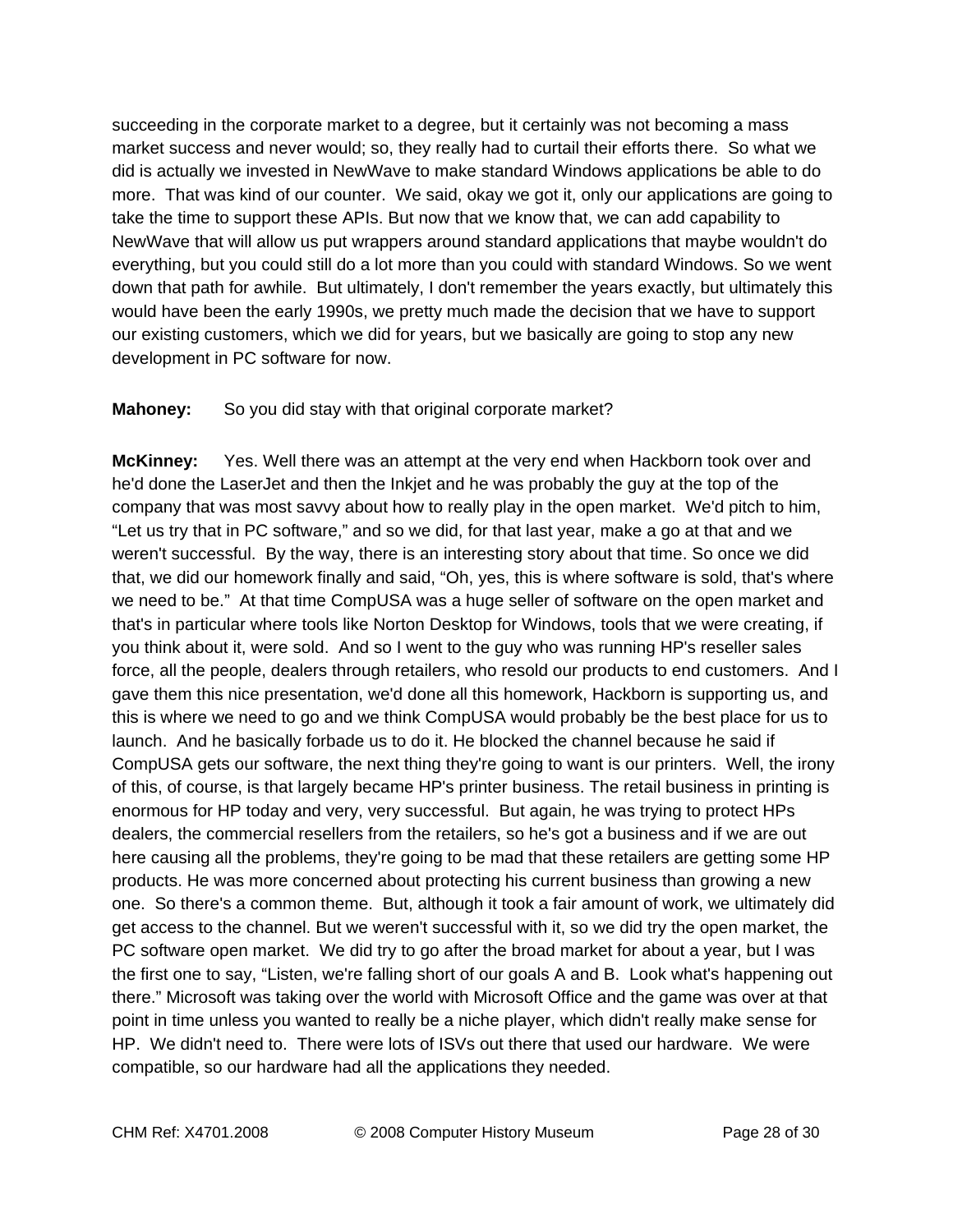succeeding in the corporate market to a degree, but it certainly was not becoming a mass market success and never would; so, they really had to curtail their efforts there. So what we did is actually we invested in NewWave to make standard Windows applications be able to do more. That was kind of our counter. We said, okay we got it, only our applications are going to take the time to support these APIs. But now that we know that, we can add capability to NewWave that will allow us put wrappers around standard applications that maybe wouldn't do everything, but you could still do a lot more than you could with standard Windows. So we went down that path for awhile. But ultimately, I don't remember the years exactly, but ultimately this would have been the early 1990s, we pretty much made the decision that we have to support our existing customers, which we did for years, but we basically are going to stop any new development in PC software for now.

**Mahoney:** So you did stay with that original corporate market?

**McKinney:** Yes. Well there was an attempt at the very end when Hackborn took over and he'd done the LaserJet and then the Inkjet and he was probably the guy at the top of the company that was most savvy about how to really play in the open market. We'd pitch to him, "Let us try that in PC software," and so we did, for that last year, make a go at that and we weren't successful. By the way, there is an interesting story about that time. So once we did that, we did our homework finally and said, "Oh, yes, this is where software is sold, that's where we need to be." At that time CompUSA was a huge seller of software on the open market and that's in particular where tools like Norton Desktop for Windows, tools that we were creating, if you think about it, were sold. And so I went to the guy who was running HP's reseller sales force, all the people, dealers through retailers, who resold our products to end customers. And I gave them this nice presentation, we'd done all this homework, Hackborn is supporting us, and this is where we need to go and we think CompUSA would probably be the best place for us to launch. And he basically forbade us to do it. He blocked the channel because he said if CompUSA gets our software, the next thing they're going to want is our printers. Well, the irony of this, of course, is that largely became HP's printer business. The retail business in printing is enormous for HP today and very, very successful. But again, he was trying to protect HPs dealers, the commercial resellers from the retailers, so he's got a business and if we are out here causing all the problems, they're going to be mad that these retailers are getting some HP products. He was more concerned about protecting his current business than growing a new one. So there's a common theme. But, although it took a fair amount of work, we ultimately did get access to the channel. But we weren't successful with it, so we did try the open market, the PC software open market. We did try to go after the broad market for about a year, but I was the first one to say, "Listen, we're falling short of our goals A and B. Look what's happening out there." Microsoft was taking over the world with Microsoft Office and the game was over at that point in time unless you wanted to really be a niche player, which didn't really make sense for HP. We didn't need to. There were lots of ISVs out there that used our hardware. We were compatible, so our hardware had all the applications they needed.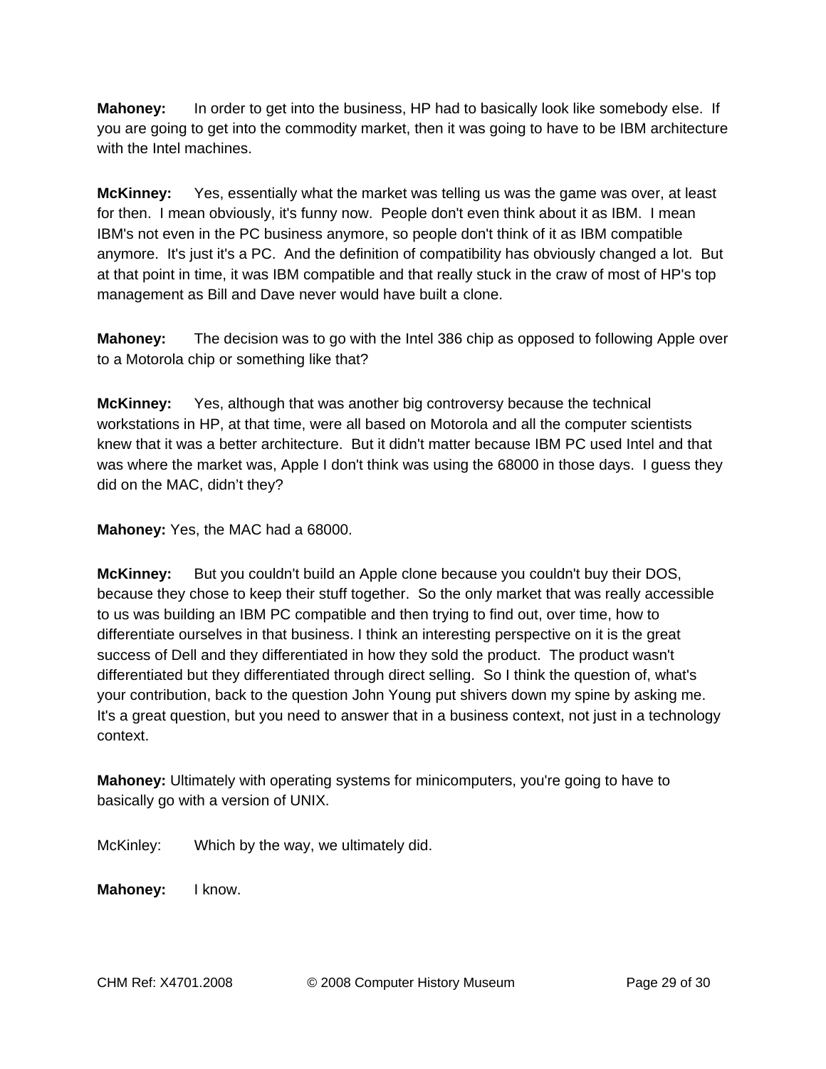**Mahoney:** In order to get into the business, HP had to basically look like somebody else. If you are going to get into the commodity market, then it was going to have to be IBM architecture with the Intel machines.

**McKinney:** Yes, essentially what the market was telling us was the game was over, at least for then. I mean obviously, it's funny now. People don't even think about it as IBM. I mean IBM's not even in the PC business anymore, so people don't think of it as IBM compatible anymore. It's just it's a PC. And the definition of compatibility has obviously changed a lot. But at that point in time, it was IBM compatible and that really stuck in the craw of most of HP's top management as Bill and Dave never would have built a clone.

**Mahoney:** The decision was to go with the Intel 386 chip as opposed to following Apple over to a Motorola chip or something like that?

**McKinney:** Yes, although that was another big controversy because the technical workstations in HP, at that time, were all based on Motorola and all the computer scientists knew that it was a better architecture. But it didn't matter because IBM PC used Intel and that was where the market was, Apple I don't think was using the 68000 in those days. I guess they did on the MAC, didn't they?

**Mahoney:** Yes, the MAC had a 68000.

**McKinney:** But you couldn't build an Apple clone because you couldn't buy their DOS, because they chose to keep their stuff together. So the only market that was really accessible to us was building an IBM PC compatible and then trying to find out, over time, how to differentiate ourselves in that business. I think an interesting perspective on it is the great success of Dell and they differentiated in how they sold the product. The product wasn't differentiated but they differentiated through direct selling. So I think the question of, what's your contribution, back to the question John Young put shivers down my spine by asking me. It's a great question, but you need to answer that in a business context, not just in a technology context.

**Mahoney:** Ultimately with operating systems for minicomputers, you're going to have to basically go with a version of UNIX.

McKinley: Which by the way, we ultimately did.

**Mahoney:** I know.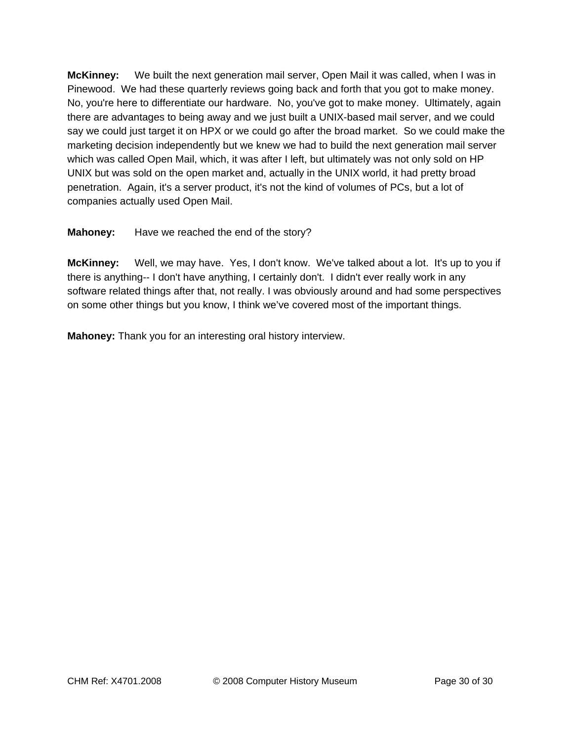**McKinney:** We built the next generation mail server, Open Mail it was called, when I was in Pinewood. We had these quarterly reviews going back and forth that you got to make money. No, you're here to differentiate our hardware. No, you've got to make money. Ultimately, again there are advantages to being away and we just built a UNIX-based mail server, and we could say we could just target it on HPX or we could go after the broad market. So we could make the marketing decision independently but we knew we had to build the next generation mail server which was called Open Mail, which, it was after I left, but ultimately was not only sold on HP UNIX but was sold on the open market and, actually in the UNIX world, it had pretty broad penetration. Again, it's a server product, it's not the kind of volumes of PCs, but a lot of companies actually used Open Mail.

**Mahoney:** Have we reached the end of the story?

**McKinney:** Well, we may have. Yes, I don't know. We've talked about a lot. It's up to you if there is anything-- I don't have anything, I certainly don't. I didn't ever really work in any software related things after that, not really. I was obviously around and had some perspectives on some other things but you know, I think we've covered most of the important things.

**Mahoney:** Thank you for an interesting oral history interview.